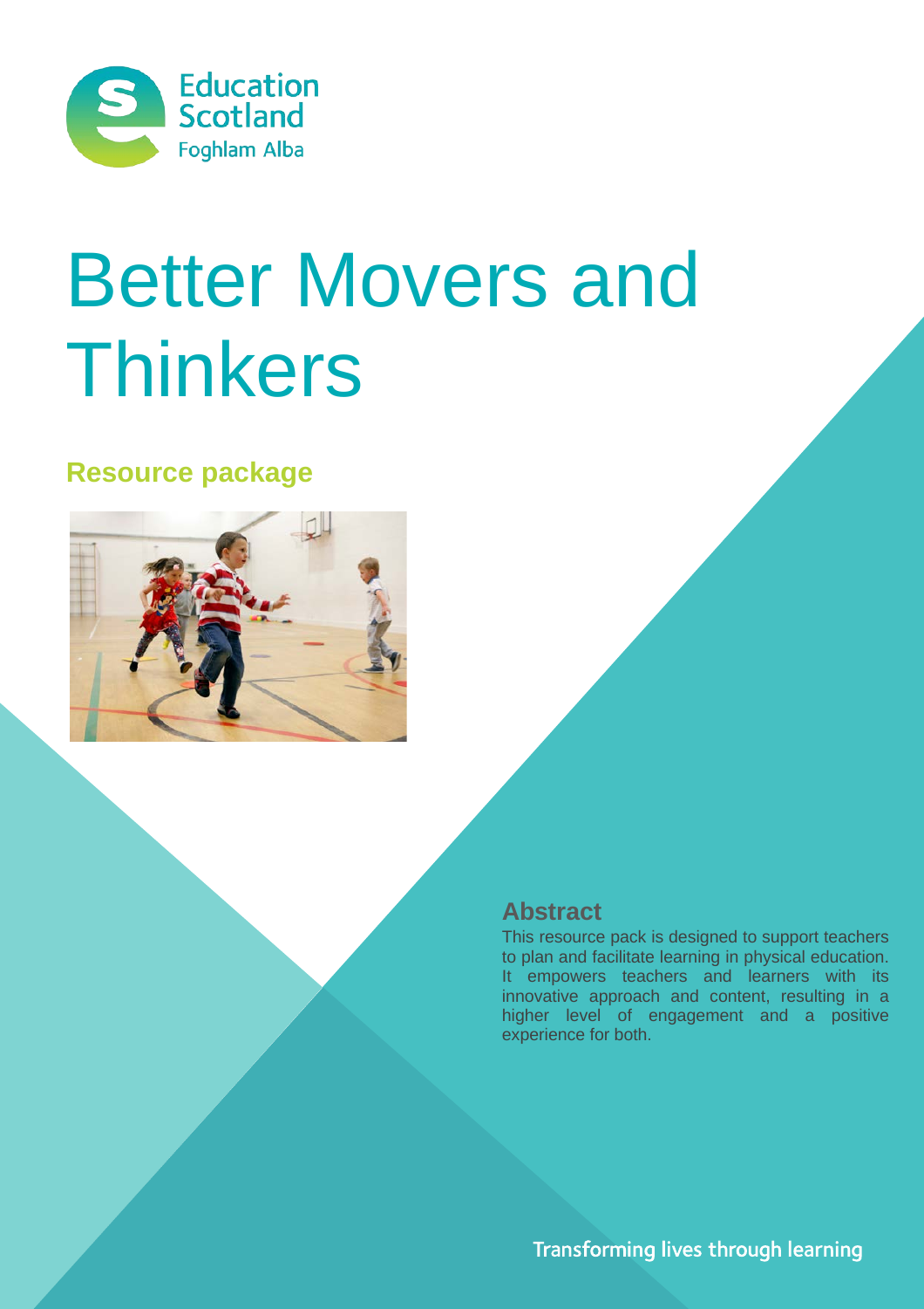Education Scotland
Foghlam Alba

# Better Movers and Thinkers

## Resource package

### Abstract

This resource pack is designed to support teachers to plan and facilitate learning in physical education. It empowers teachers and learners with its innovative approach and content, resulting in a higher level of engagement and a positive experience for both.

Transforming lives through learning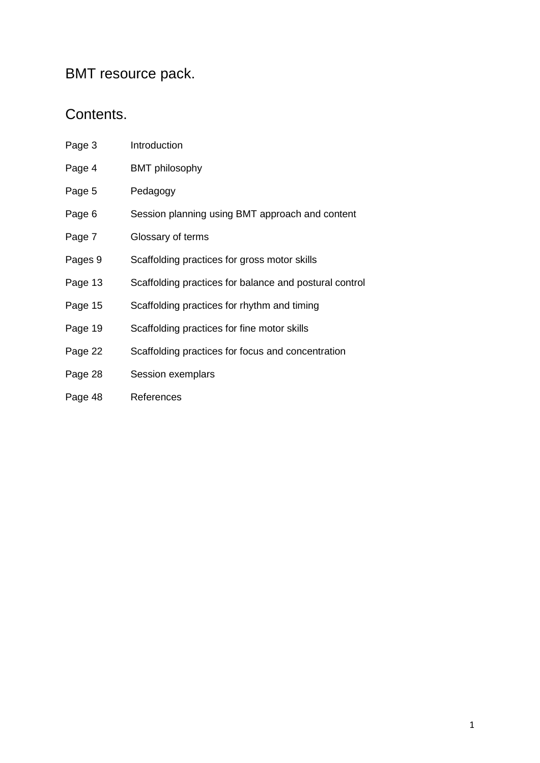# BMT resource pack.

## Contents.

| | |
|---|---|
| Page 3 | Introduction |
| Page 4 | BMT philosophy |
| Page 5 | Pedagogy |
| Page 6 | Session planning using BMT approach and content |
| Page 7 | Glossary of terms |
| Pages 9 | Scaffolding practices for gross motor skills |
| Page 13 | Scaffolding practices for balance and postural control |
| Page 15 | Scaffolding practices for rhythm and timing |
| Page 19 | Scaffolding practices for fine motor skills |
| Page 22 | Scaffolding practices for focus and concentration |
| Page 28 | Session exemplars |
| Page 48 | References |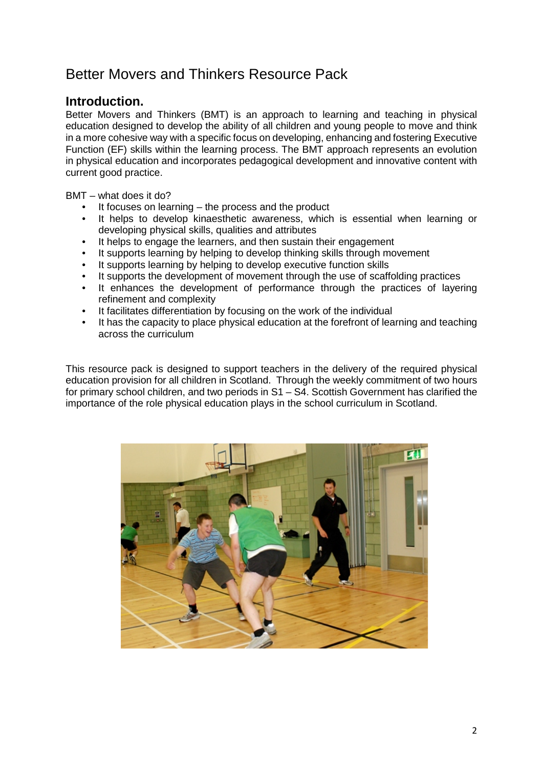# Better Movers and Thinkers Resource Pack

## Introduction.

Better Movers and Thinkers (BMT) is an approach to learning and teaching in physical education designed to develop the ability of all children and young people to move and think in a more cohesive way with a specific focus on developing, enhancing and fostering Executive Function (EF) skills within the learning process. The BMT approach represents an evolution in physical education and incorporates pedagogical development and innovative content with current good practice.

BMT – what does it do?

- It focuses on learning – the process and the product
- It helps to develop kinaesthetic awareness, which is essential when learning or developing physical skills, qualities and attributes
- It helps to engage the learners, and then sustain their engagement
- It supports learning by helping to develop thinking skills through movement
- It supports learning by helping to develop executive function skills
- It supports the development of movement through the use of scaffolding practices
- It enhances the development of performance through the practices of layering refinement and complexity
- It facilitates differentiation by focusing on the work of the individual
- It has the capacity to place physical education at the forefront of learning and teaching across the curriculum

This resource pack is designed to support teachers in the delivery of the required physical education provision for all children in Scotland. Through the weekly commitment of two hours for primary school children, and two periods in S1 – S4. Scottish Government has clarified the importance of the role physical education plays in the school curriculum in Scotland.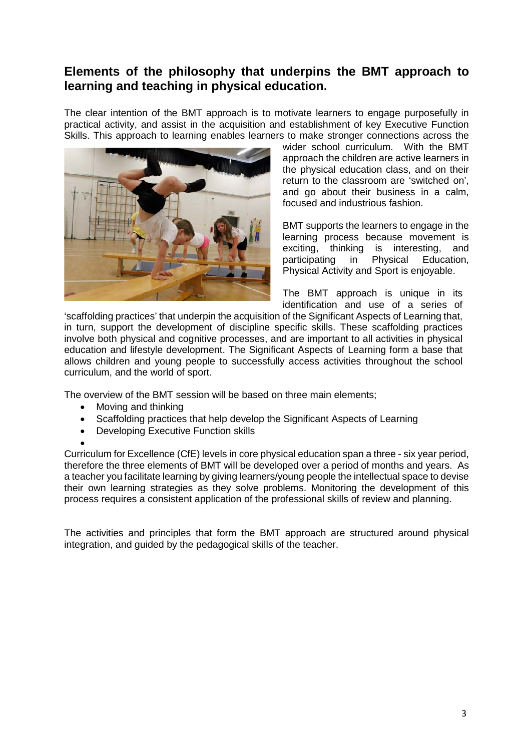## Elements of the philosophy that underpins the BMT approach to learning and teaching in physical education.

The clear intention of the BMT approach is to motivate learners to engage purposefully in practical activity, and assist in the acquisition and establishment of key Executive Function Skills. This approach to learning enables learners to make stronger connections across the wider school curriculum. With the BMT approach the children are active learners in the physical education class, and on their return to the classroom are 'switched on', and go about their business in a calm, focused and industrious fashion.

BMT supports the learners to engage in the learning process because movement is exciting, thinking is interesting, and participating in Physical Education, Physical Activity and Sport is enjoyable.

The BMT approach is unique in its identification and use of a series of 'scaffolding practices' that underpin the acquisition of the Significant Aspects of Learning that, in turn, support the development of discipline specific skills. These scaffolding practices involve both physical and cognitive processes, and are important to all activities in physical education and lifestyle development. The Significant Aspects of Learning form a base that allows children and young people to successfully access activities throughout the school curriculum, and the world of sport.

The overview of the BMT session will be based on three main elements;

- Moving and thinking
- Scaffolding practices that help develop the Significant Aspects of Learning
- Developing Executive Function skills

Curriculum for Excellence (CfE) levels in core physical education span a three - six year period, therefore the three elements of BMT will be developed over a period of months and years. As a teacher you facilitate learning by giving learners/young people the intellectual space to devise their own learning strategies as they solve problems. Monitoring the development of this process requires a consistent application of the professional skills of review and planning.

The activities and principles that form the BMT approach are structured around physical integration, and guided by the pedagogical skills of the teacher.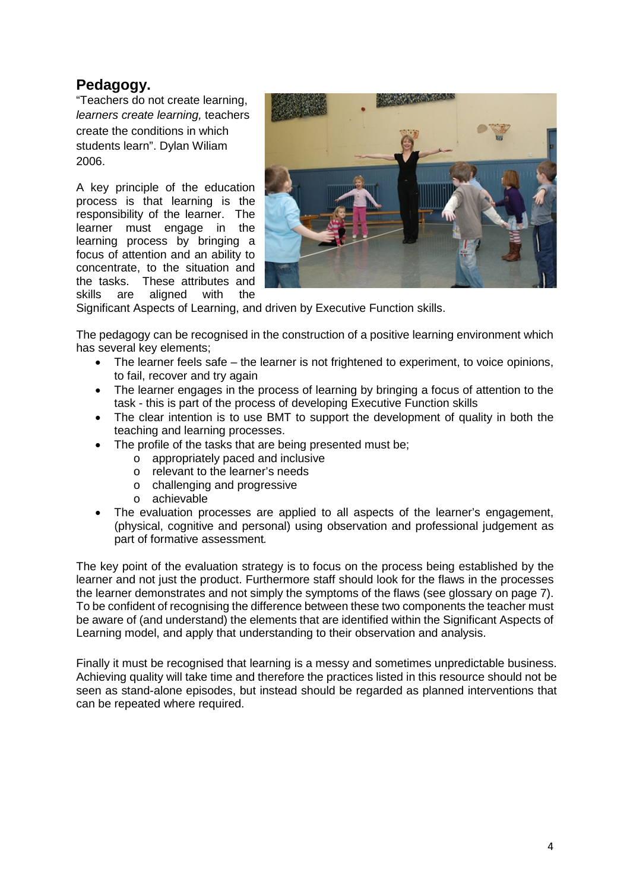## Pedagogy.

"Teachers do not create learning, *learners create learning,* teachers create the conditions in which students learn". Dylan Wiliam 2006.

A key principle of the education process is that learning is the responsibility of the learner. The learner must engage in the learning process by bringing a focus of attention and an ability to concentrate, to the situation and the tasks. These attributes and skills are aligned with the Significant Aspects of Learning, and driven by Executive Function skills.

The pedagogy can be recognised in the construction of a positive learning environment which has several key elements;

- The learner feels safe – the learner is not frightened to experiment, to voice opinions, to fail, recover and try again
- The learner engages in the process of learning by bringing a focus of attention to the task - this is part of the process of developing Executive Function skills
- The clear intention is to use BMT to support the development of quality in both the teaching and learning processes.
- The profile of the tasks that are being presented must be;
  - appropriately paced and inclusive
  - relevant to the learner's needs
  - challenging and progressive
  - achievable
- The evaluation processes are applied to all aspects of the learner's engagement, (physical, cognitive and personal) using observation and professional judgement as part of formative assessment.

The key point of the evaluation strategy is to focus on the process being established by the learner and not just the product. Furthermore staff should look for the flaws in the processes the learner demonstrates and not simply the symptoms of the flaws (see glossary on page 7). To be confident of recognising the difference between these two components the teacher must be aware of (and understand) the elements that are identified within the Significant Aspects of Learning model, and apply that understanding to their observation and analysis.

Finally it must be recognised that learning is a messy and sometimes unpredictable business. Achieving quality will take time and therefore the practices listed in this resource should not be seen as stand-alone episodes, but instead should be regarded as planned interventions that can be repeated where required.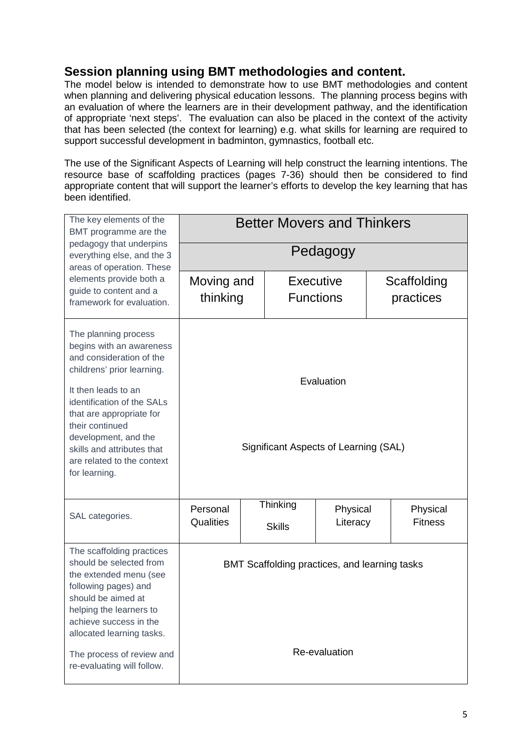## Session planning using BMT methodologies and content.

The model below is intended to demonstrate how to use BMT methodologies and content when planning and delivering physical education lessons. The planning process begins with an evaluation of where the learners are in their development pathway, and the identification of appropriate 'next steps'. The evaluation can also be placed in the context of the activity that has been selected (the context for learning) e.g. what skills for learning are required to support successful development in badminton, gymnastics, football etc.

The use of the Significant Aspects of Learning will help construct the learning intentions. The resource base of scaffolding practices (pages 7-36) should then be considered to find appropriate content that will support the learner's efforts to develop the key learning that has been identified.

| | | | | |
|---|---|---|---|---|
| The key elements of the BMT programme are the pedagogy that underpins everything else, and the 3 areas of operation. These elements provide both a guide to content and a framework for evaluation. | Better Movers and Thinkers<br>Pedagogy | | | |
| | Moving and thinking | Executive Functions | Scaffolding practices | |
| The planning process begins with an awareness and consideration of the childrens' prior learning.<br><br>It then leads to an identification of the SALs that are appropriate for their continued development, and the skills and attributes that are related to the context for learning. | Evaluation<br><br>Significant Aspects of Learning (SAL) | | | |
| SAL categories. | Personal Qualities | Thinking Skills | Physical Literacy | Physical Fitness |
| The scaffolding practices should be selected from the extended menu (see following pages) and should be aimed at helping the learners to achieve success in the allocated learning tasks.<br><br>The process of review and re-evaluating will follow. | BMT Scaffolding practices, and learning tasks<br><br>Re-evaluation | | | |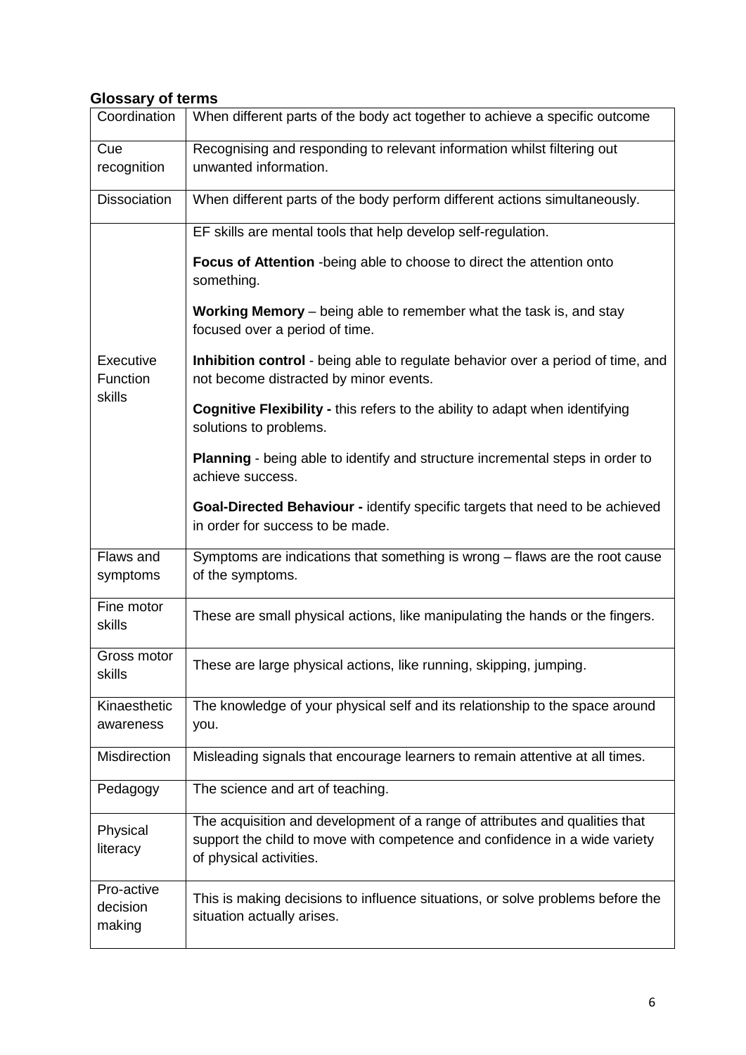## Glossary of terms

| | |
|---|---|
| Coordination | When different parts of the body act together to achieve a specific outcome |
| Cue recognition | Recognising and responding to relevant information whilst filtering out unwanted information. |
| Dissociation | When different parts of the body perform different actions simultaneously. |
| Executive Function skills | EF skills are mental tools that help develop self-regulation.<br><br>**Focus of Attention** -being able to choose to direct the attention onto something.<br><br>**Working Memory** – being able to remember what the task is, and stay focused over a period of time.<br><br>**Inhibition control** - being able to regulate behavior over a period of time, and not become distracted by minor events.<br><br>**Cognitive Flexibility -** this refers to the ability to adapt when identifying solutions to problems.<br><br>**Planning** - being able to identify and structure incremental steps in order to achieve success.<br><br>**Goal-Directed Behaviour -** identify specific targets that need to be achieved in order for success to be made. |
| Flaws and symptoms | Symptoms are indications that something is wrong – flaws are the root cause of the symptoms. |
| Fine motor skills | These are small physical actions, like manipulating the hands or the fingers. |
| Gross motor skills | These are large physical actions, like running, skipping, jumping. |
| Kinaesthetic awareness | The knowledge of your physical self and its relationship to the space around you. |
| Misdirection | Misleading signals that encourage learners to remain attentive at all times. |
| Pedagogy | The science and art of teaching. |
| Physical literacy | The acquisition and development of a range of attributes and qualities that support the child to move with competence and confidence in a wide variety of physical activities. |
| Pro-active decision making | This is making decisions to influence situations, or solve problems before the situation actually arises. |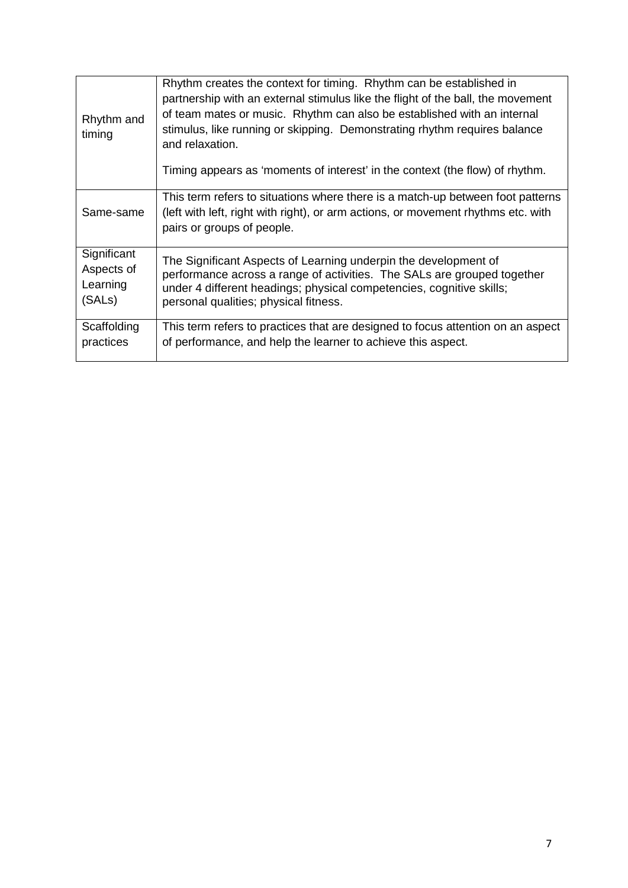| | |
|---|---|
| Rhythm and timing | Rhythm creates the context for timing. Rhythm can be established in partnership with an external stimulus like the flight of the ball, the movement of team mates or music. Rhythm can also be established with an internal stimulus, like running or skipping. Demonstrating rhythm requires balance and relaxation.<br><br>Timing appears as 'moments of interest' in the context (the flow) of rhythm. |
| Same-same | This term refers to situations where there is a match-up between foot patterns (left with left, right with right), or arm actions, or movement rhythms etc. with pairs or groups of people. |
| Significant Aspects of Learning (SALs) | The Significant Aspects of Learning underpin the development of performance across a range of activities. The SALs are grouped together under 4 different headings; physical competencies, cognitive skills; personal qualities; physical fitness. |
| Scaffolding practices | This term refers to practices that are designed to focus attention on an aspect of performance, and help the learner to achieve this aspect. |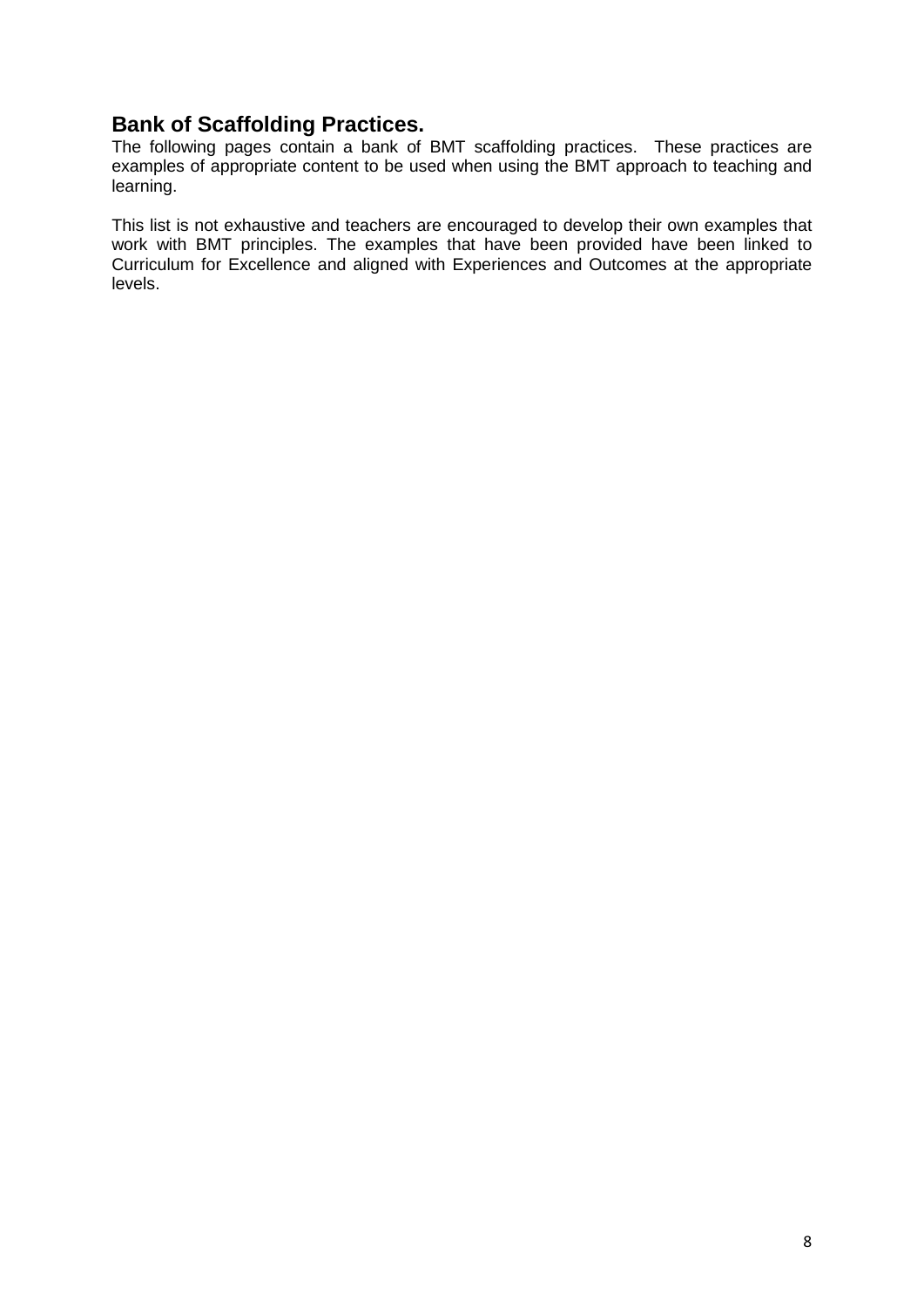## Bank of Scaffolding Practices.

The following pages contain a bank of BMT scaffolding practices. These practices are examples of appropriate content to be used when using the BMT approach to teaching and learning.

This list is not exhaustive and teachers are encouraged to develop their own examples that work with BMT principles. The examples that have been provided have been linked to Curriculum for Excellence and aligned with Experiences and Outcomes at the appropriate levels.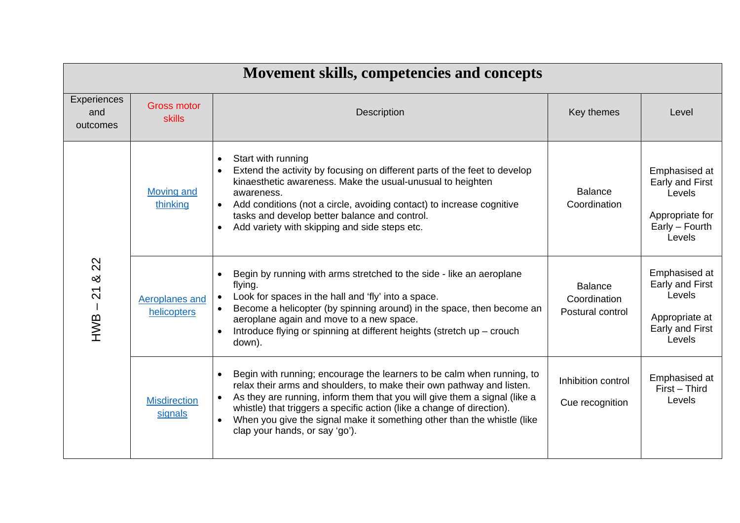# Movement skills, competencies and concepts

| Experiences and outcomes | Gross motor skills | Description | Key themes | Level |
|---|---|---|---|---|
| HWB – 21 & 22 | Moving and thinking | • Start with running<br>• Extend the activity by focusing on different parts of the feet to develop kinaesthetic awareness. Make the usual-unusual to heighten awareness.<br>• Add conditions (not a circle, avoiding contact) to increase cognitive tasks and develop better balance and control.<br>• Add variety with skipping and side steps etc. | Balance<br>Coordination | Emphasised at Early and First Levels<br><br>Appropriate for Early – Fourth Levels |
| | Aeroplanes and helicopters | • Begin by running with arms stretched to the side - like an aeroplane flying.<br>• Look for spaces in the hall and 'fly' into a space.<br>• Become a helicopter (by spinning around) in the space, then become an aeroplane again and move to a new space.<br>• Introduce flying or spinning at different heights (stretch up – crouch down). | Balance<br>Coordination<br>Postural control | Emphasised at Early and First Levels<br><br>Appropriate at Early and First Levels |
| | Misdirection signals | • Begin with running; encourage the learners to be calm when running, to relax their arms and shoulders, to make their own pathway and listen.<br>• As they are running, inform them that you will give them a signal (like a whistle) that triggers a specific action (like a change of direction).<br>• When you give the signal make it something other than the whistle (like clap your hands, or say 'go'). | Inhibition control<br><br>Cue recognition | Emphasised at First – Third Levels |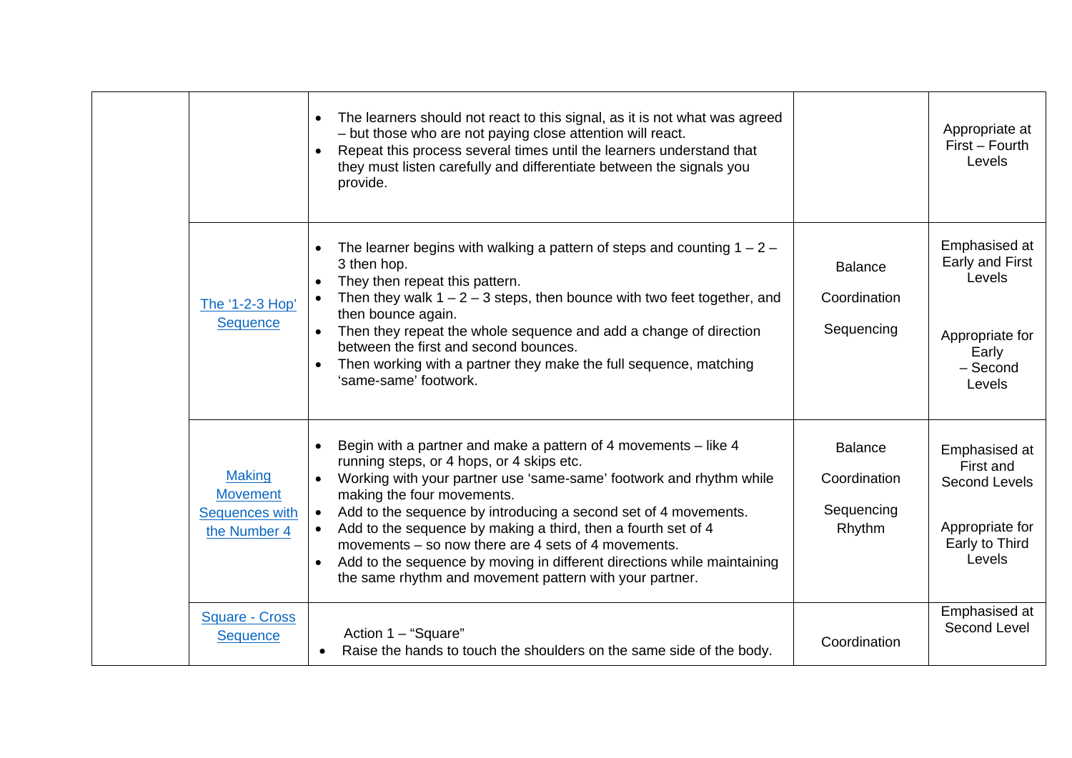| | | | | |
|---|---|---|---|---|
| | | • The learners should not react to this signal, as it is not what was agreed – but those who are not paying close attention will react.<br>• Repeat this process several times until the learners understand that they must listen carefully and differentiate between the signals you provide. | | Appropriate at First – Fourth Levels |
| | The '1-2-3 Hop' Sequence | • The learner begins with walking a pattern of steps and counting 1 – 2 – 3 then hop.<br>• They then repeat this pattern.<br>• Then they walk 1 – 2 – 3 steps, then bounce with two feet together, and then bounce again.<br>• Then they repeat the whole sequence and add a change of direction between the first and second bounces.<br>• Then working with a partner they make the full sequence, matching 'same-same' footwork. | Balance<br>Coordination<br>Sequencing | Emphasised at Early and First Levels<br><br>Appropriate for Early – Second Levels |
| | Making Movement Sequences with the Number 4 | • Begin with a partner and make a pattern of 4 movements – like 4 running steps, or 4 hops, or 4 skips etc.<br>• Working with your partner use 'same-same' footwork and rhythm while making the four movements.<br>• Add to the sequence by introducing a second set of 4 movements.<br>• Add to the sequence by making a third, then a fourth set of 4 movements – so now there are 4 sets of 4 movements.<br>• Add to the sequence by moving in different directions while maintaining the same rhythm and movement pattern with your partner. | Balance<br>Coordination<br>Sequencing<br>Rhythm | Emphasised at First and Second Levels<br><br>Appropriate for Early to Third Levels |
| | Square - Cross Sequence | Action 1 – "Square"<br>• Raise the hands to touch the shoulders on the same side of the body. | Coordination | Emphasised at Second Level |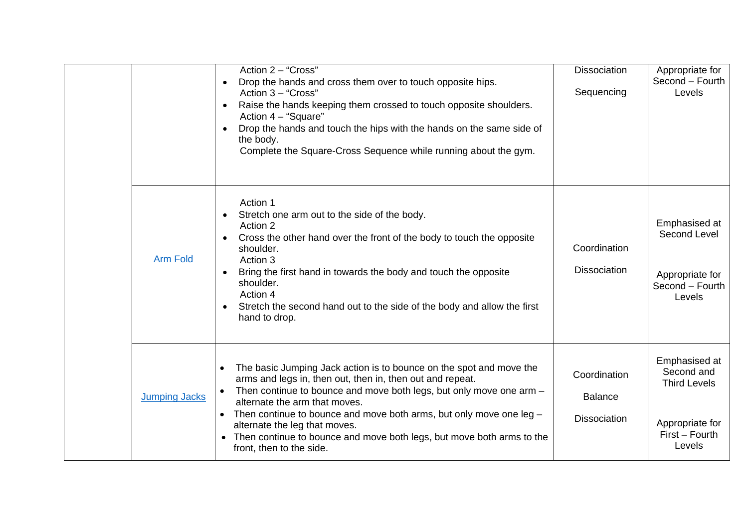| | | | | |
|---|---|---|---|---|
| | | Action 2 – “Cross”<br>• Drop the hands and cross them over to touch opposite hips.<br>Action 3 – “Cross”<br>• Raise the hands keeping them crossed to touch opposite shoulders.<br>Action 4 – “Square”<br>• Drop the hands and touch the hips with the hands on the same side of the body.<br>Complete the Square-Cross Sequence while running about the gym. | Dissociation<br><br>Sequencing | Appropriate for Second – Fourth Levels |
| | Arm Fold | Action 1<br>• Stretch one arm out to the side of the body.<br>Action 2<br>• Cross the other hand over the front of the body to touch the opposite shoulder.<br>Action 3<br>• Bring the first hand in towards the body and touch the opposite shoulder.<br>Action 4<br>• Stretch the second hand out to the side of the body and allow the first hand to drop. | Coordination<br><br>Dissociation | Emphasised at Second Level<br><br>Appropriate for Second – Fourth Levels |
| | Jumping Jacks | • The basic Jumping Jack action is to bounce on the spot and move the arms and legs in, then out, then in, then out and repeat.<br>• Then continue to bounce and move both legs, but only move one arm – alternate the arm that moves.<br>• Then continue to bounce and move both arms, but only move one leg – alternate the leg that moves.<br>• Then continue to bounce and move both legs, but move both arms to the front, then to the side. | Coordination<br><br>Balance<br><br>Dissociation | Emphasised at Second and Third Levels<br><br>Appropriate for First – Fourth Levels |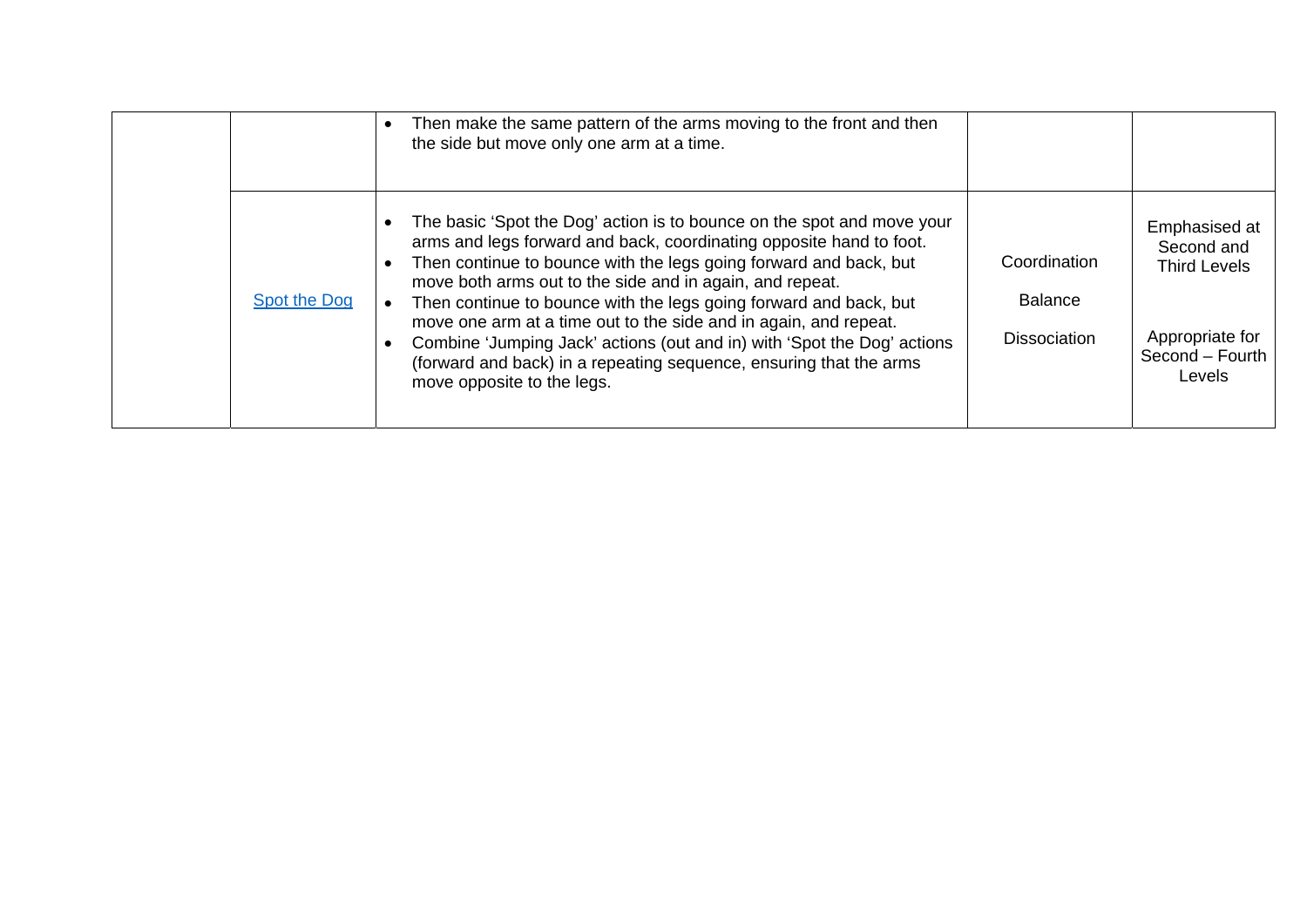| | | | | |
|---|---|---|---|---|
| | | • Then make the same pattern of the arms moving to the front and then the side but move only one arm at a time. | | |
| | [Spot the Dog]() | • The basic 'Spot the Dog' action is to bounce on the spot and move your arms and legs forward and back, coordinating opposite hand to foot.<br>• Then continue to bounce with the legs going forward and back, but move both arms out to the side and in again, and repeat.<br>• Then continue to bounce with the legs going forward and back, but move one arm at a time out to the side and in again, and repeat.<br>• Combine 'Jumping Jack' actions (out and in) with 'Spot the Dog' actions (forward and back) in a repeating sequence, ensuring that the arms move opposite to the legs. | Coordination<br><br>Balance<br><br>Dissociation | Emphasised at Second and Third Levels<br><br>Appropriate for Second – Fourth Levels |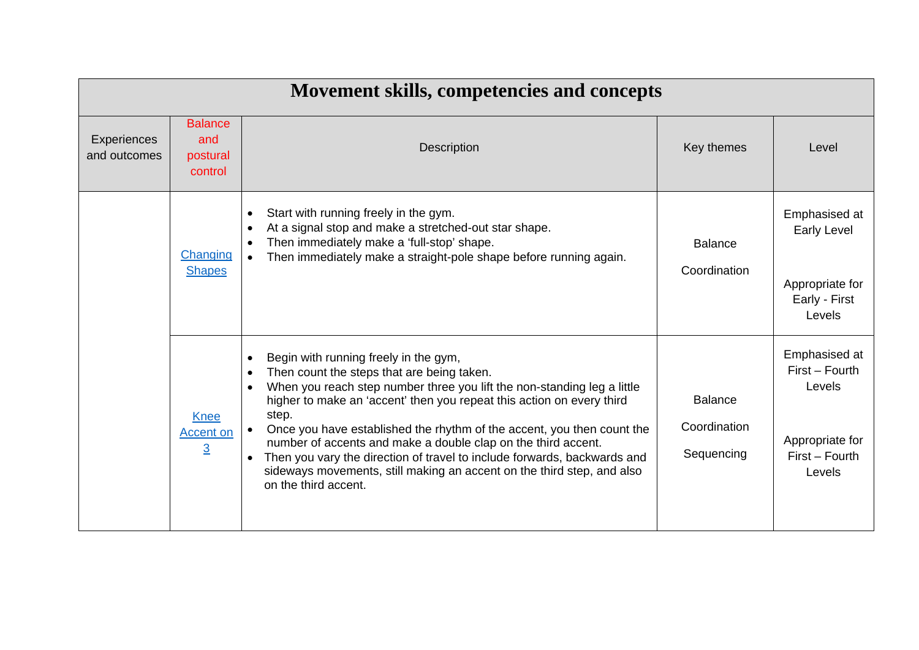| Movement skills, competencies and concepts | | | | |
|---|---|---|---|---|
| Experiences and outcomes | Balance and postural control | Description | Key themes | Level |
| | Changing Shapes | • Start with running freely in the gym.<br>• At a signal stop and make a stretched-out star shape.<br>• Then immediately make a 'full-stop' shape.<br>• Then immediately make a straight-pole shape before running again. | Balance<br><br>Coordination | Emphasised at Early Level<br><br>Appropriate for Early - First Levels |
| | Knee Accent on 3 | • Begin with running freely in the gym,<br>• Then count the steps that are being taken.<br>• When you reach step number three you lift the non-standing leg a little higher to make an 'accent' then you repeat this action on every third step.<br>• Once you have established the rhythm of the accent, you then count the number of accents and make a double clap on the third accent.<br>• Then you vary the direction of travel to include forwards, backwards and sideways movements, still making an accent on the third step, and also on the third accent. | Balance<br><br>Coordination<br><br>Sequencing | Emphasised at First – Fourth Levels<br><br>Appropriate for First – Fourth Levels |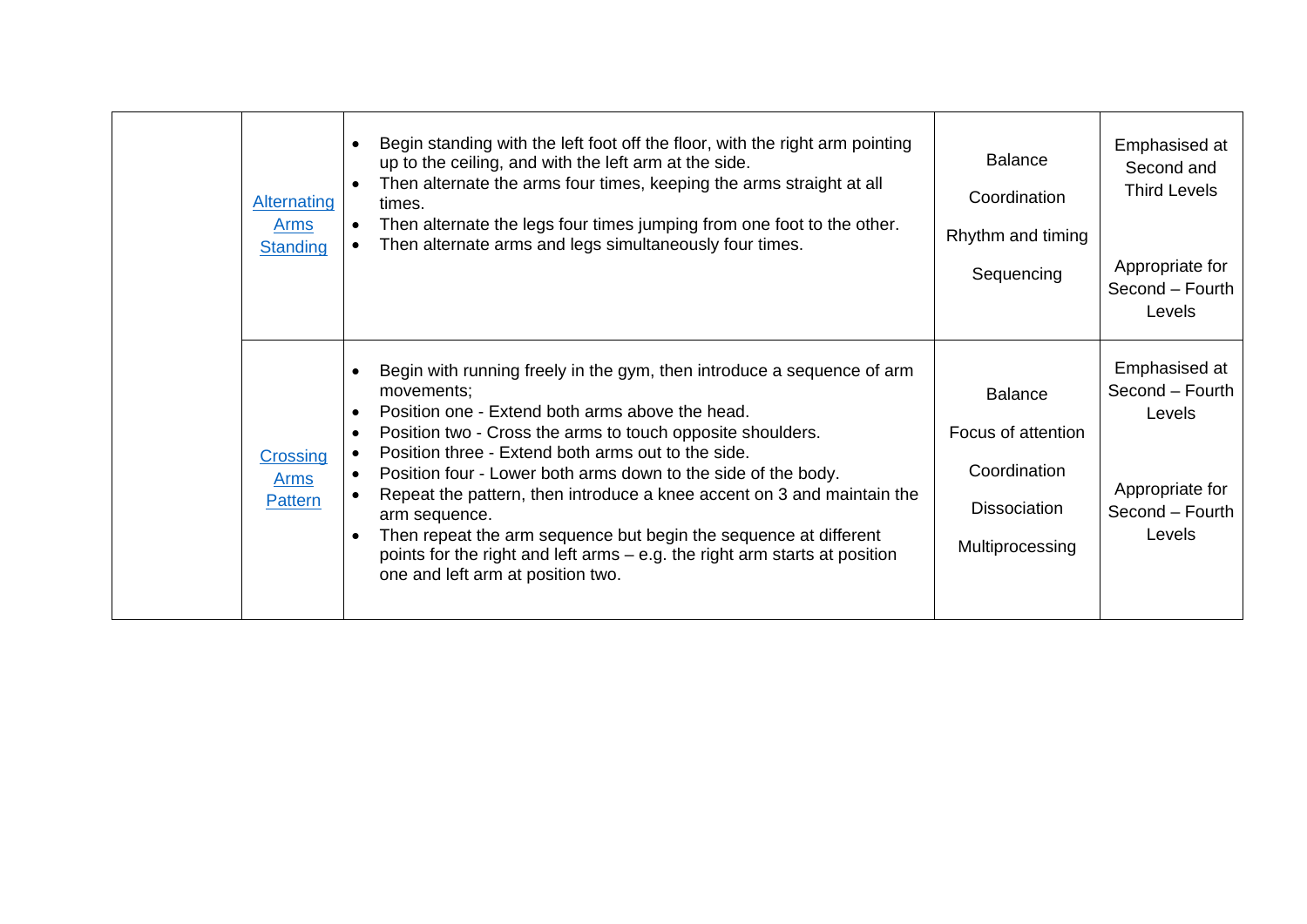| | | | | |
|---|---|---|---|---|
| | [Alternating Arms Standing] | <ul><li>Begin standing with the left foot off the floor, with the right arm pointing up to the ceiling, and with the left arm at the side.</li><li>Then alternate the arms four times, keeping the arms straight at all times.</li><li>Then alternate the legs four times jumping from one foot to the other.</li><li>Then alternate arms and legs simultaneously four times.</li></ul> | Balance<br><br>Coordination<br><br>Rhythm and timing<br><br>Sequencing | Emphasised at Second and Third Levels<br><br>Appropriate for Second – Fourth Levels |
| | [Crossing Arms Pattern] | <ul><li>Begin with running freely in the gym, then introduce a sequence of arm movements;</li><li>Position one - Extend both arms above the head.</li><li>Position two - Cross the arms to touch opposite shoulders.</li><li>Position three - Extend both arms out to the side.</li><li>Position four - Lower both arms down to the side of the body.</li><li>Repeat the pattern, then introduce a knee accent on 3 and maintain the arm sequence.</li><li>Then repeat the arm sequence but begin the sequence at different points for the right and left arms – e.g. the right arm starts at position one and left arm at position two.</li></ul> | Balance<br><br>Focus of attention<br><br>Coordination<br><br>Dissociation<br><br>Multiprocessing | Emphasised at Second – Fourth Levels<br><br>Appropriate for Second – Fourth Levels |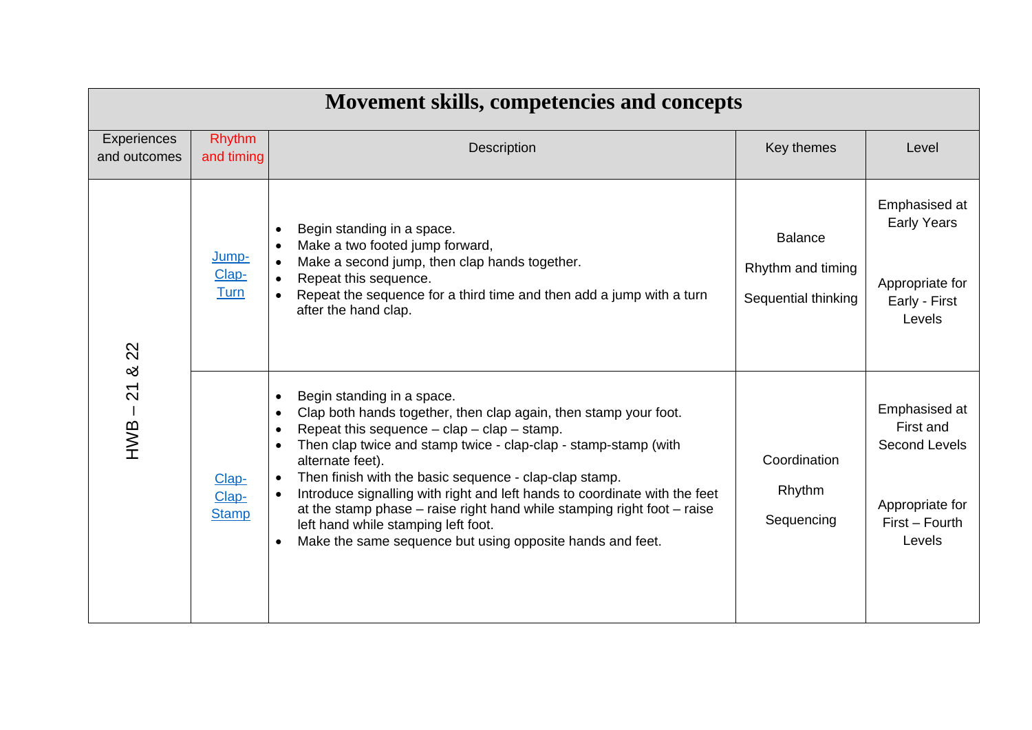# Movement skills, competencies and concepts

| Experiences and outcomes | Rhythm and timing | Description | Key themes | Level |
|---|---|---|---|---|
| HWB – 21 & 22 | Jump-Clap-Turn | • Begin standing in a space.<br>• Make a two footed jump forward,<br>• Make a second jump, then clap hands together.<br>• Repeat this sequence.<br>• Repeat the sequence for a third time and then add a jump with a turn after the hand clap. | Balance<br><br>Rhythm and timing<br><br>Sequential thinking | Emphasised at Early Years<br><br>Appropriate for Early - First Levels |
| | Clap-Clap-Stamp | • Begin standing in a space.<br>• Clap both hands together, then clap again, then stamp your foot.<br>• Repeat this sequence – clap – clap – stamp.<br>• Then clap twice and stamp twice - clap-clap - stamp-stamp (with alternate feet).<br>• Then finish with the basic sequence - clap-clap stamp.<br>• Introduce signalling with right and left hands to coordinate with the feet at the stamp phase – raise right hand while stamping right foot – raise left hand while stamping left foot.<br>• Make the same sequence but using opposite hands and feet. | Coordination<br><br>Rhythm<br><br>Sequencing | Emphasised at First and Second Levels<br><br>Appropriate for First – Fourth Levels |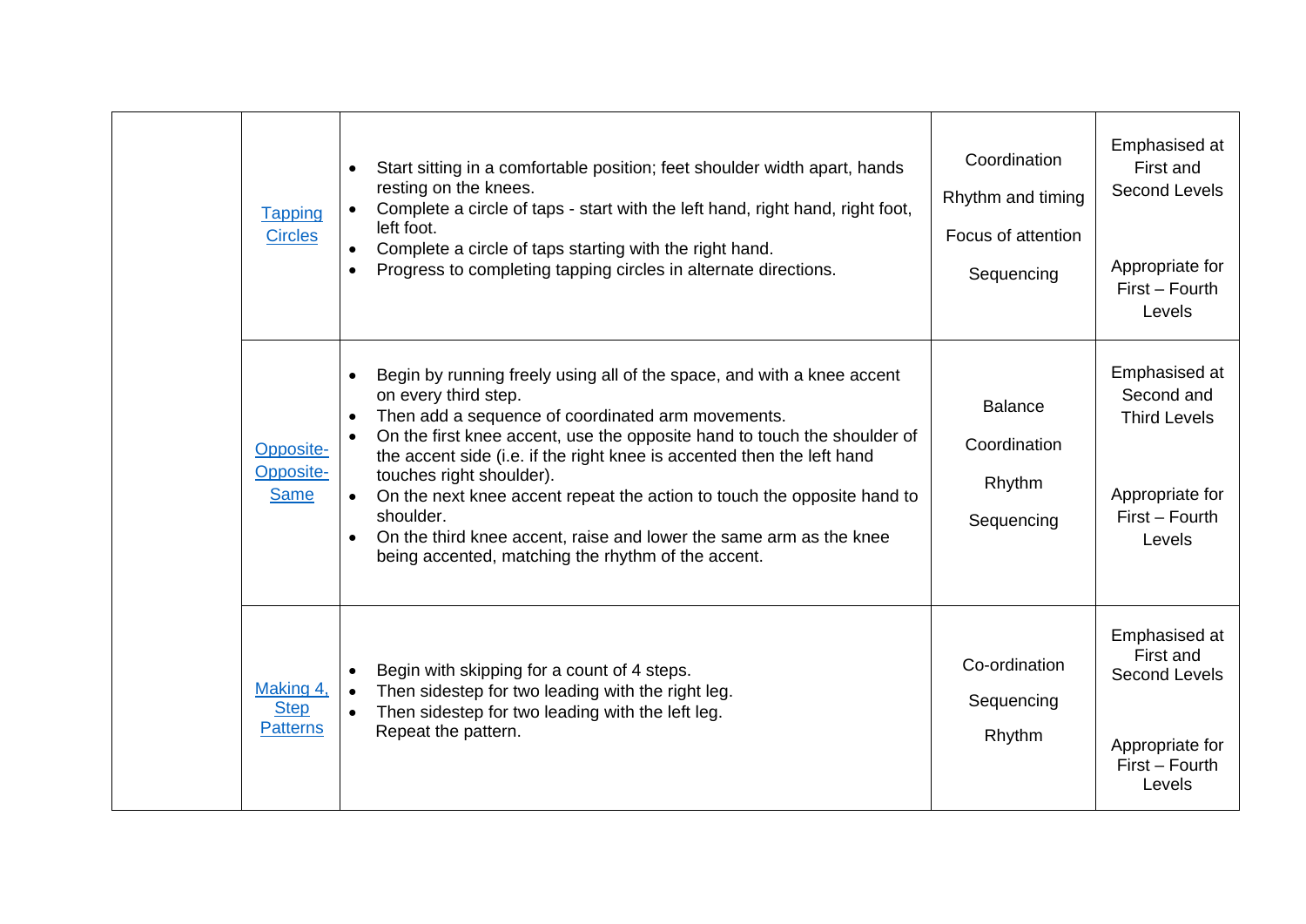| | | | | |
|---|---|---|---|---|
| | [Tapping Circles] | • Start sitting in a comfortable position; feet shoulder width apart, hands resting on the knees.<br>• Complete a circle of taps - start with the left hand, right hand, right foot, left foot.<br>• Complete a circle of taps starting with the right hand.<br>• Progress to completing tapping circles in alternate directions. | Coordination<br><br>Rhythm and timing<br><br>Focus of attention<br><br>Sequencing | Emphasised at First and Second Levels<br><br>Appropriate for First – Fourth Levels |
| | [Opposite-Opposite-Same] | • Begin by running freely using all of the space, and with a knee accent on every third step.<br>• Then add a sequence of coordinated arm movements.<br>• On the first knee accent, use the opposite hand to touch the shoulder of the accent side (i.e. if the right knee is accented then the left hand touches right shoulder).<br>• On the next knee accent repeat the action to touch the opposite hand to shoulder.<br>• On the third knee accent, raise and lower the same arm as the knee being accented, matching the rhythm of the accent. | Balance<br><br>Coordination<br><br>Rhythm<br><br>Sequencing | Emphasised at Second and Third Levels<br><br>Appropriate for First – Fourth Levels |
| | [Making 4, Step Patterns] | • Begin with skipping for a count of 4 steps.<br>• Then sidestep for two leading with the right leg.<br>• Then sidestep for two leading with the left leg.<br>Repeat the pattern. | Co-ordination<br><br>Sequencing<br><br>Rhythm | Emphasised at First and Second Levels<br><br>Appropriate for First – Fourth Levels |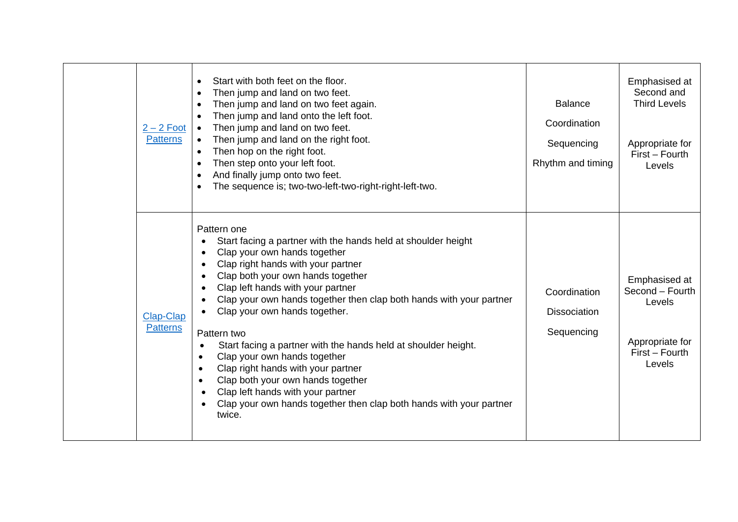| | | | | |
|---|---|---|---|---|
| | 2 – 2 Foot Patterns | • Start with both feet on the floor.<br>• Then jump and land on two feet.<br>• Then jump and land on two feet again.<br>• Then jump and land onto the left foot.<br>• Then jump and land on two feet.<br>• Then jump and land on the right foot.<br>• Then hop on the right foot.<br>• Then step onto your left foot.<br>• And finally jump onto two feet.<br>• The sequence is; two-two-left-two-right-right-left-two. | Balance<br><br>Coordination<br><br>Sequencing<br><br>Rhythm and timing | Emphasised at Second and Third Levels<br><br>Appropriate for First – Fourth Levels |
| | Clap-Clap Patterns | Pattern one<br>• Start facing a partner with the hands held at shoulder height<br>• Clap your own hands together<br>• Clap right hands with your partner<br>• Clap both your own hands together<br>• Clap left hands with your partner<br>• Clap your own hands together then clap both hands with your partner<br>• Clap your own hands together.<br><br>Pattern two<br>• Start facing a partner with the hands held at shoulder height.<br>• Clap your own hands together<br>• Clap right hands with your partner<br>• Clap both your own hands together<br>• Clap left hands with your partner<br>• Clap your own hands together then clap both hands with your partner twice. | Coordination<br><br>Dissociation<br><br>Sequencing | Emphasised at Second – Fourth Levels<br><br>Appropriate for First – Fourth Levels |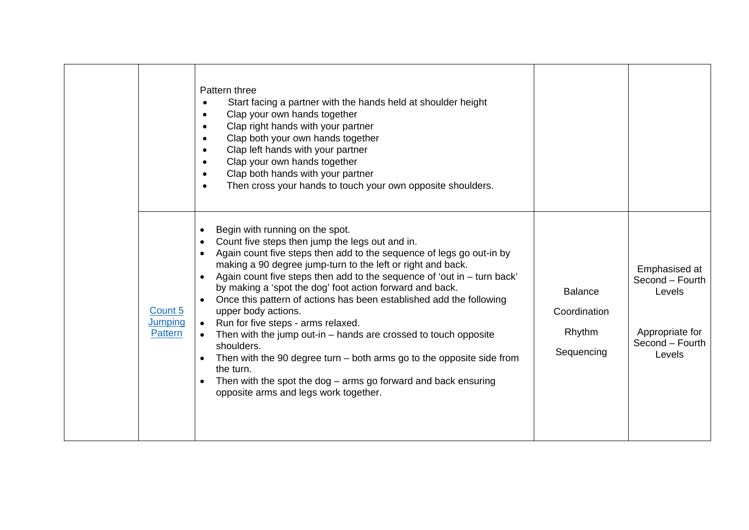| | | | | |
|---|---|---|---|---|
| | | Pattern three<br>• Start facing a partner with the hands held at shoulder height<br>• Clap your own hands together<br>• Clap right hands with your partner<br>• Clap both your own hands together<br>• Clap left hands with your partner<br>• Clap your own hands together<br>• Clap both hands with your partner<br>• Then cross your hands to touch your own opposite shoulders. | | |
| | Count 5 Jumping Pattern | • Begin with running on the spot.<br>• Count five steps then jump the legs out and in.<br>• Again count five steps then add to the sequence of legs go out-in by making a 90 degree jump-turn to the left or right and back.<br>• Again count five steps then add to the sequence of 'out in – turn back' by making a 'spot the dog' foot action forward and back.<br>• Once this pattern of actions has been established add the following upper body actions.<br>• Run for five steps - arms relaxed.<br>• Then with the jump out-in – hands are crossed to touch opposite shoulders.<br>• Then with the 90 degree turn – both arms go to the opposite side from the turn.<br>• Then with the spot the dog – arms go forward and back ensuring opposite arms and legs work together. | Balance<br><br>Coordination<br><br>Rhythm<br><br>Sequencing | Emphasised at Second – Fourth Levels<br><br>Appropriate for Second – Fourth Levels |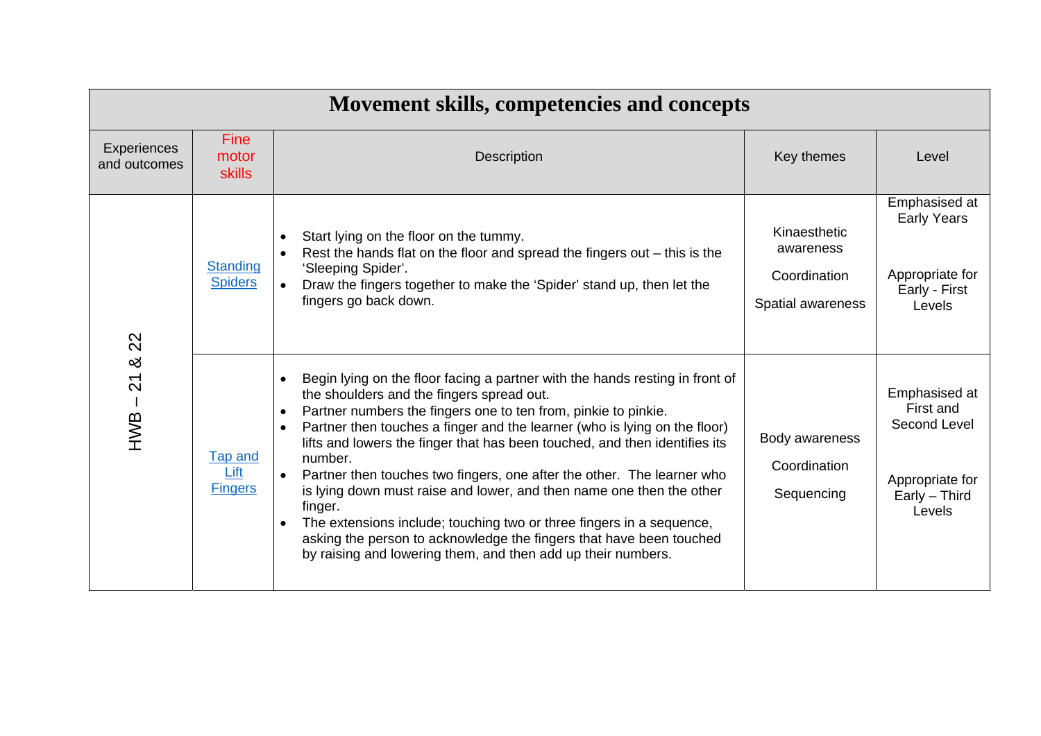| Movement skills, competencies and concepts | | | | |
|---|---|---|---|---|
| Experiences and outcomes | Fine motor skills | Description | Key themes | Level |
| HWB – 21 & 22 | Standing Spiders | • Start lying on the floor on the tummy.<br>• Rest the hands flat on the floor and spread the fingers out – this is the 'Sleeping Spider'.<br>• Draw the fingers together to make the 'Spider' stand up, then let the fingers go back down. | Kinaesthetic awareness<br><br>Coordination<br><br>Spatial awareness | Emphasised at Early Years<br><br>Appropriate for Early - First Levels |
| | Tap and Lift Fingers | • Begin lying on the floor facing a partner with the hands resting in front of the shoulders and the fingers spread out.<br>• Partner numbers the fingers one to ten from, pinkie to pinkie.<br>• Partner then touches a finger and the learner (who is lying on the floor) lifts and lowers the finger that has been touched, and then identifies its number.<br>• Partner then touches two fingers, one after the other. The learner who is lying down must raise and lower, and then name one then the other finger.<br>• The extensions include; touching two or three fingers in a sequence, asking the person to acknowledge the fingers that have been touched by raising and lowering them, and then add up their numbers. | Body awareness<br><br>Coordination<br><br>Sequencing | Emphasised at First and Second Level<br><br>Appropriate for Early – Third Levels |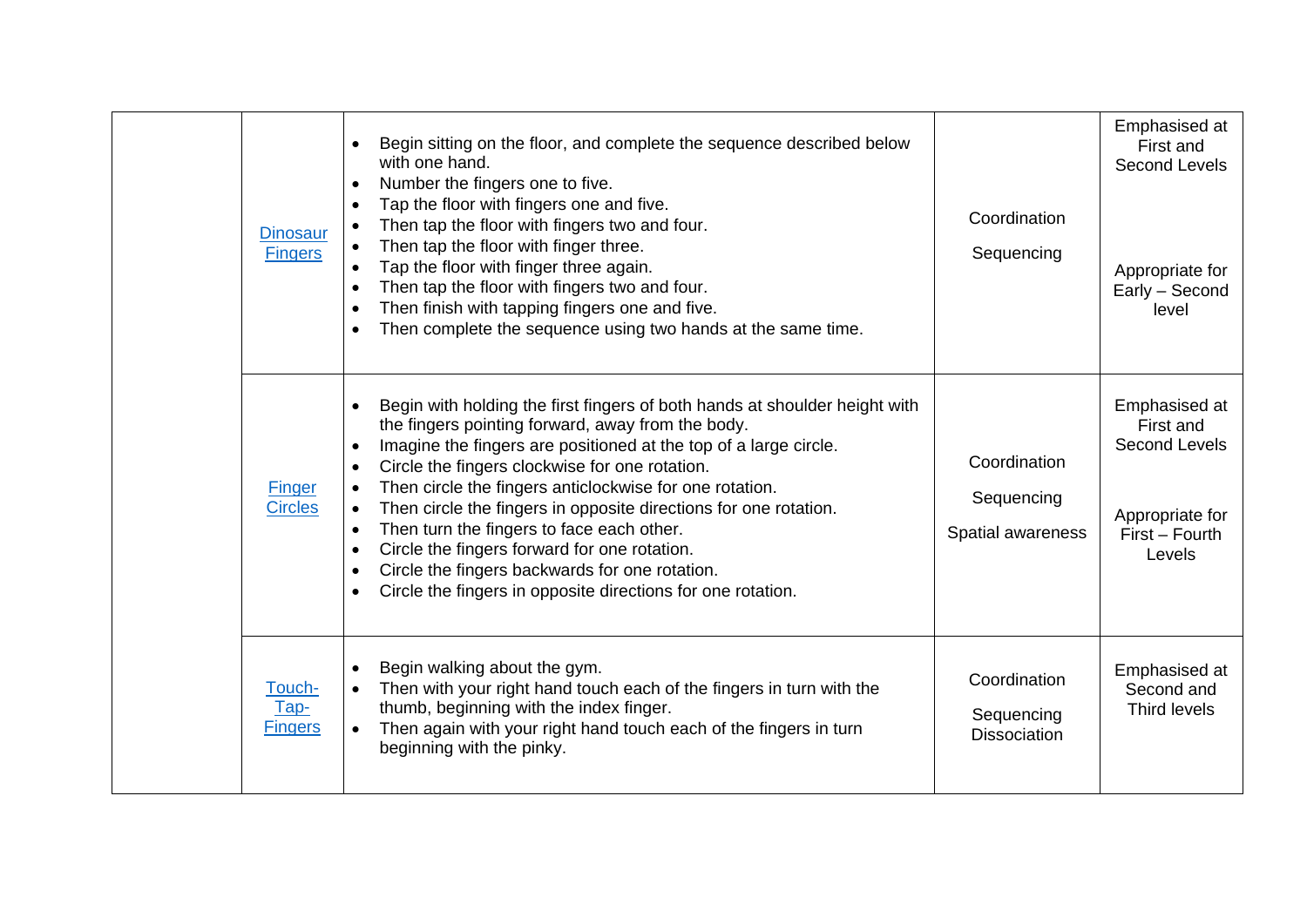| | | | | |
|---|---|---|---|---|
| | [Dinosaur Fingers]() | • Begin sitting on the floor, and complete the sequence described below with one hand.<br>• Number the fingers one to five.<br>• Tap the floor with fingers one and five.<br>• Then tap the floor with fingers two and four.<br>• Then tap the floor with finger three.<br>• Tap the floor with finger three again.<br>• Then tap the floor with fingers two and four.<br>• Then finish with tapping fingers one and five.<br>• Then complete the sequence using two hands at the same time. | Coordination<br><br>Sequencing | Emphasised at First and Second Levels<br><br>Appropriate for Early – Second level |
| | [Finger Circles]() | • Begin with holding the first fingers of both hands at shoulder height with the fingers pointing forward, away from the body.<br>• Imagine the fingers are positioned at the top of a large circle.<br>• Circle the fingers clockwise for one rotation.<br>• Then circle the fingers anticlockwise for one rotation.<br>• Then circle the fingers in opposite directions for one rotation.<br>• Then turn the fingers to face each other.<br>• Circle the fingers forward for one rotation.<br>• Circle the fingers backwards for one rotation.<br>• Circle the fingers in opposite directions for one rotation. | Coordination<br><br>Sequencing<br><br>Spatial awareness | Emphasised at First and Second Levels<br><br>Appropriate for First – Fourth Levels |
| | [Touch-Tap-Fingers]() | • Begin walking about the gym.<br>• Then with your right hand touch each of the fingers in turn with the thumb, beginning with the index finger.<br>• Then again with your right hand touch each of the fingers in turn beginning with the pinky. | Coordination<br><br>Sequencing<br>Dissociation | Emphasised at Second and Third levels |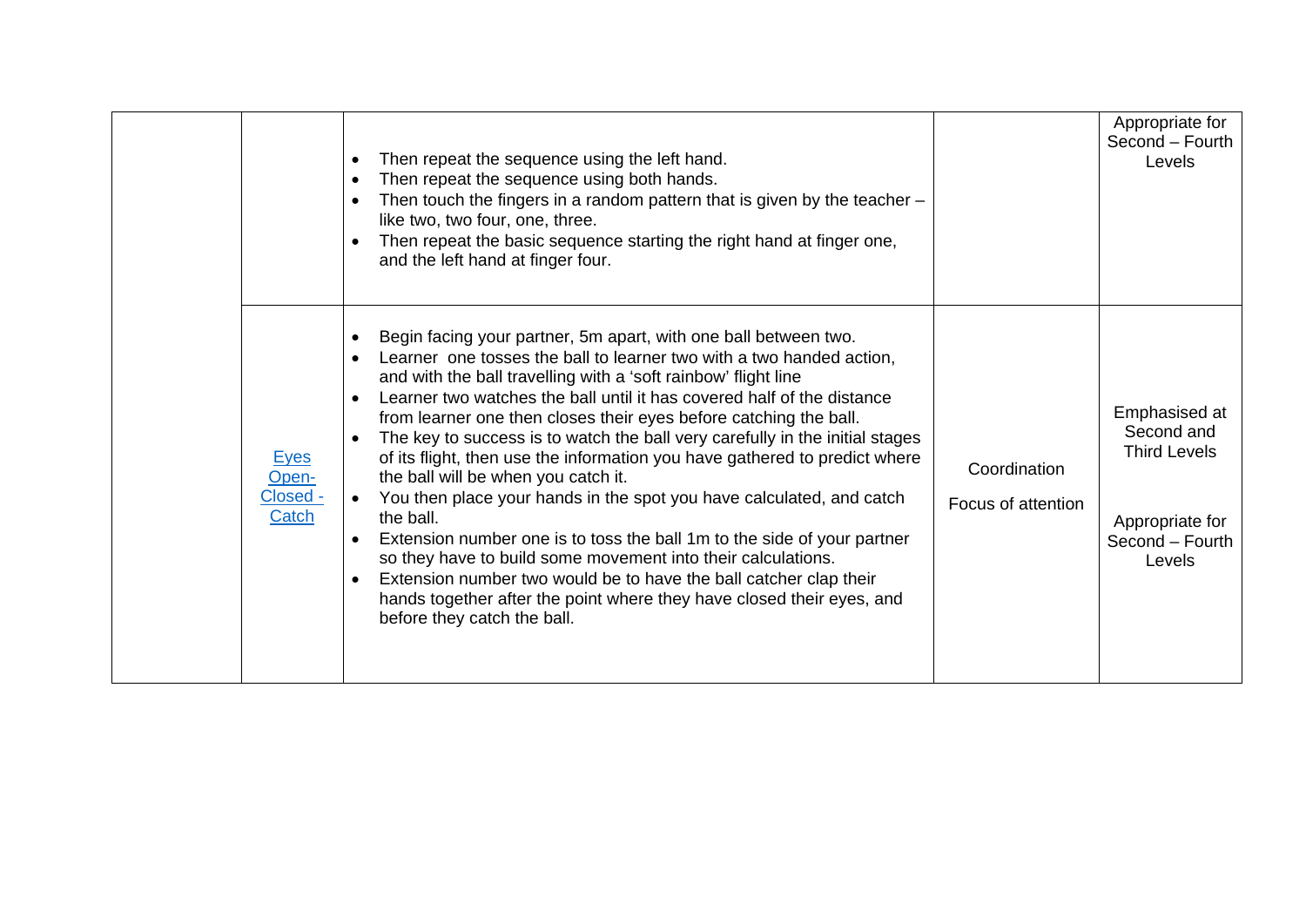| | | | | |
|---|---|---|---|---|
| | | • Then repeat the sequence using the left hand.<br>• Then repeat the sequence using both hands.<br>• Then touch the fingers in a random pattern that is given by the teacher – like two, two four, one, three.<br>• Then repeat the basic sequence starting the right hand at finger one, and the left hand at finger four. | | Appropriate for Second – Fourth Levels |
| | [Eyes Open-Closed - Catch]() | • Begin facing your partner, 5m apart, with one ball between two.<br>• Learner one tosses the ball to learner two with a two handed action, and with the ball travelling with a 'soft rainbow' flight line<br>• Learner two watches the ball until it has covered half of the distance from learner one then closes their eyes before catching the ball.<br>• The key to success is to watch the ball very carefully in the initial stages of its flight, then use the information you have gathered to predict where the ball will be when you catch it.<br>• You then place your hands in the spot you have calculated, and catch the ball.<br>• Extension number one is to toss the ball 1m to the side of your partner so they have to build some movement into their calculations.<br>• Extension number two would be to have the ball catcher clap their hands together after the point where they have closed their eyes, and before they catch the ball. | Coordination<br><br>Focus of attention | Emphasised at Second and Third Levels<br><br>Appropriate for Second – Fourth Levels |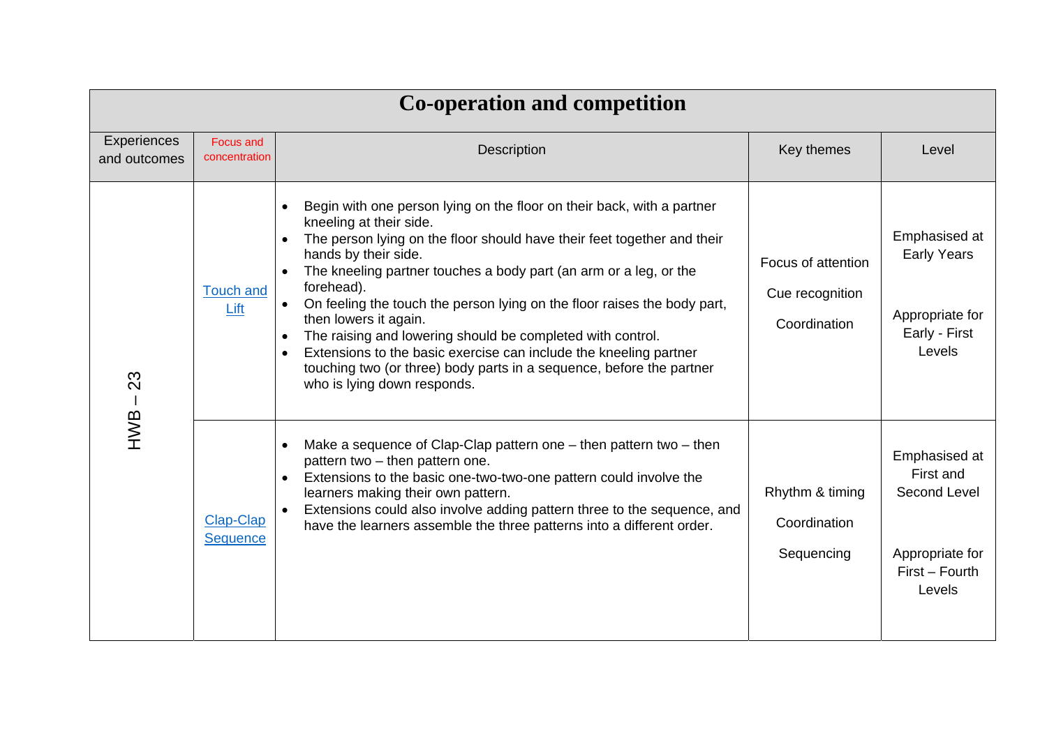# Co-operation and competition

| Experiences and outcomes | Focus and concentration | Description | Key themes | Level |
|---|---|---|---|---|
| HWB – 23 | Touch and Lift | <ul><li>Begin with one person lying on the floor on their back, with a partner kneeling at their side.</li><li>The person lying on the floor should have their feet together and their hands by their side.</li><li>The kneeling partner touches a body part (an arm or a leg, or the forehead).</li><li>On feeling the touch the person lying on the floor raises the body part, then lowers it again.</li><li>The raising and lowering should be completed with control.</li><li>Extensions to the basic exercise can include the kneeling partner touching two (or three) body parts in a sequence, before the partner who is lying down responds.</li></ul> | Focus of attention<br><br>Cue recognition<br><br>Coordination | Emphasised at Early Years<br><br>Appropriate for Early - First Levels |
| | Clap-Clap Sequence | <ul><li>Make a sequence of Clap-Clap pattern one – then pattern two – then pattern two – then pattern one.</li><li>Extensions to the basic one-two-two-one pattern could involve the learners making their own pattern.</li><li>Extensions could also involve adding pattern three to the sequence, and have the learners assemble the three patterns into a different order.</li></ul> | Rhythm & timing<br><br>Coordination<br><br>Sequencing | Emphasised at First and Second Level<br><br>Appropriate for First – Fourth Levels |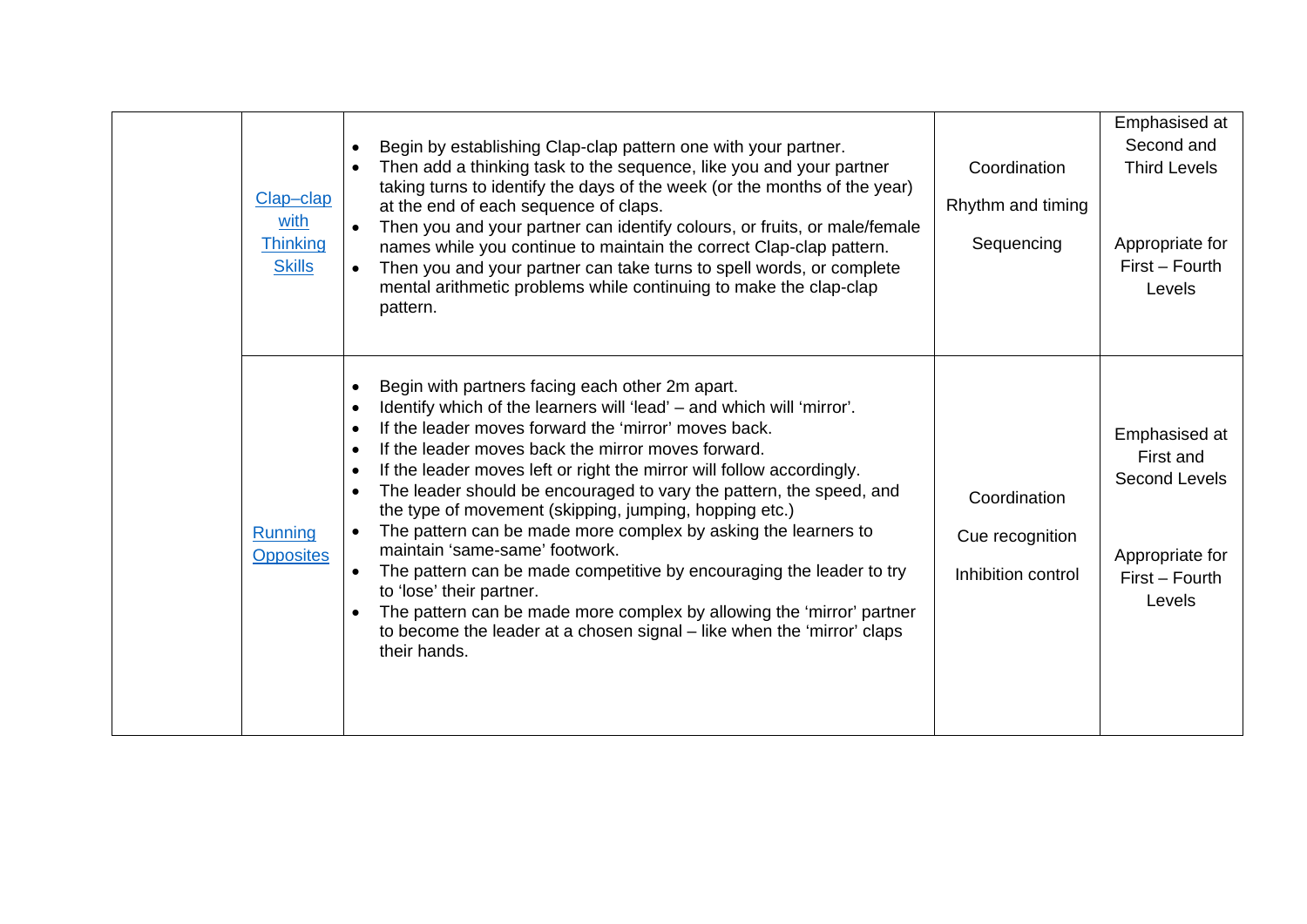| | | | | |
|---|---|---|---|---|
| | Clap–clap with Thinking Skills | • Begin by establishing Clap-clap pattern one with your partner.<br>• Then add a thinking task to the sequence, like you and your partner taking turns to identify the days of the week (or the months of the year) at the end of each sequence of claps.<br>• Then you and your partner can identify colours, or fruits, or male/female names while you continue to maintain the correct Clap-clap pattern.<br>• Then you and your partner can take turns to spell words, or complete mental arithmetic problems while continuing to make the clap-clap pattern. | Coordination<br><br>Rhythm and timing<br><br>Sequencing | Emphasised at Second and Third Levels<br><br>Appropriate for First – Fourth Levels |
| | Running Opposites | • Begin with partners facing each other 2m apart.<br>• Identify which of the learners will 'lead' – and which will 'mirror'.<br>• If the leader moves forward the 'mirror' moves back.<br>• If the leader moves back the mirror moves forward.<br>• If the leader moves left or right the mirror will follow accordingly.<br>• The leader should be encouraged to vary the pattern, the speed, and the type of movement (skipping, jumping, hopping etc.)<br>• The pattern can be made more complex by asking the learners to maintain 'same-same' footwork.<br>• The pattern can be made competitive by encouraging the leader to try to 'lose' their partner.<br>• The pattern can be made more complex by allowing the 'mirror' partner to become the leader at a chosen signal – like when the 'mirror' claps their hands. | Coordination<br><br>Cue recognition<br><br>Inhibition control | Emphasised at First and Second Levels<br><br>Appropriate for First – Fourth Levels |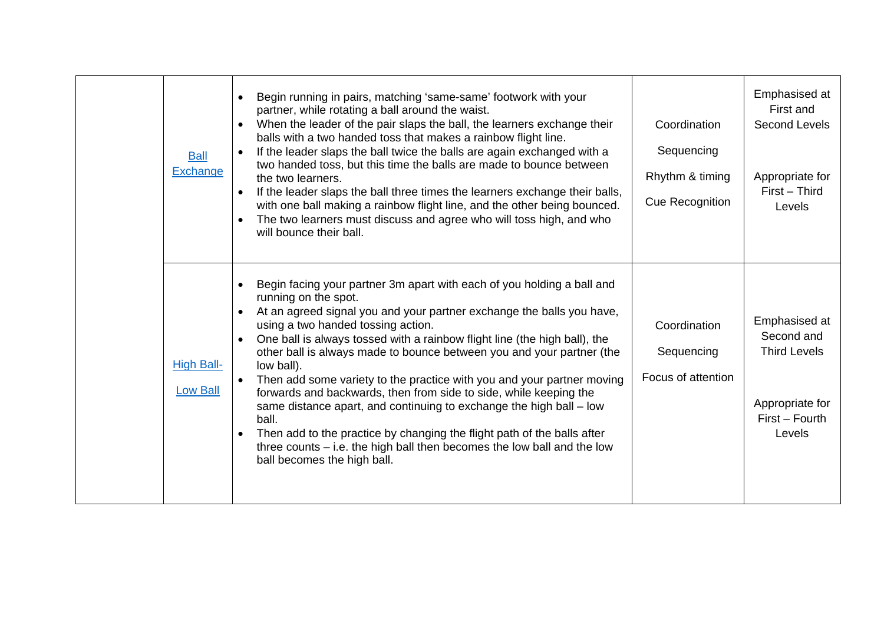|  |  |  |  |  |
|---|---|---|---|---|
|  | [Ball Exchange]() | • Begin running in pairs, matching 'same-same' footwork with your partner, while rotating a ball around the waist.<br>• When the leader of the pair slaps the ball, the learners exchange their balls with a two handed toss that makes a rainbow flight line.<br>• If the leader slaps the ball twice the balls are again exchanged with a two handed toss, but this time the balls are made to bounce between the two learners.<br>• If the leader slaps the ball three times the learners exchange their balls, with one ball making a rainbow flight line, and the other being bounced.<br>• The two learners must discuss and agree who will toss high, and who will bounce their ball. | Coordination<br><br>Sequencing<br><br>Rhythm & timing<br><br>Cue Recognition | Emphasised at First and Second Levels<br><br>Appropriate for First – Third Levels |
|  | [High Ball-Low Ball]() | • Begin facing your partner 3m apart with each of you holding a ball and running on the spot.<br>• At an agreed signal you and your partner exchange the balls you have, using a two handed tossing action.<br>• One ball is always tossed with a rainbow flight line (the high ball), the other ball is always made to bounce between you and your partner (the low ball).<br>• Then add some variety to the practice with you and your partner moving forwards and backwards, then from side to side, while keeping the same distance apart, and continuing to exchange the high ball – low ball.<br>• Then add to the practice by changing the flight path of the balls after three counts – i.e. the high ball then becomes the low ball and the low ball becomes the high ball. | Coordination<br><br>Sequencing<br><br>Focus of attention | Emphasised at Second and Third Levels<br><br>Appropriate for First – Fourth Levels |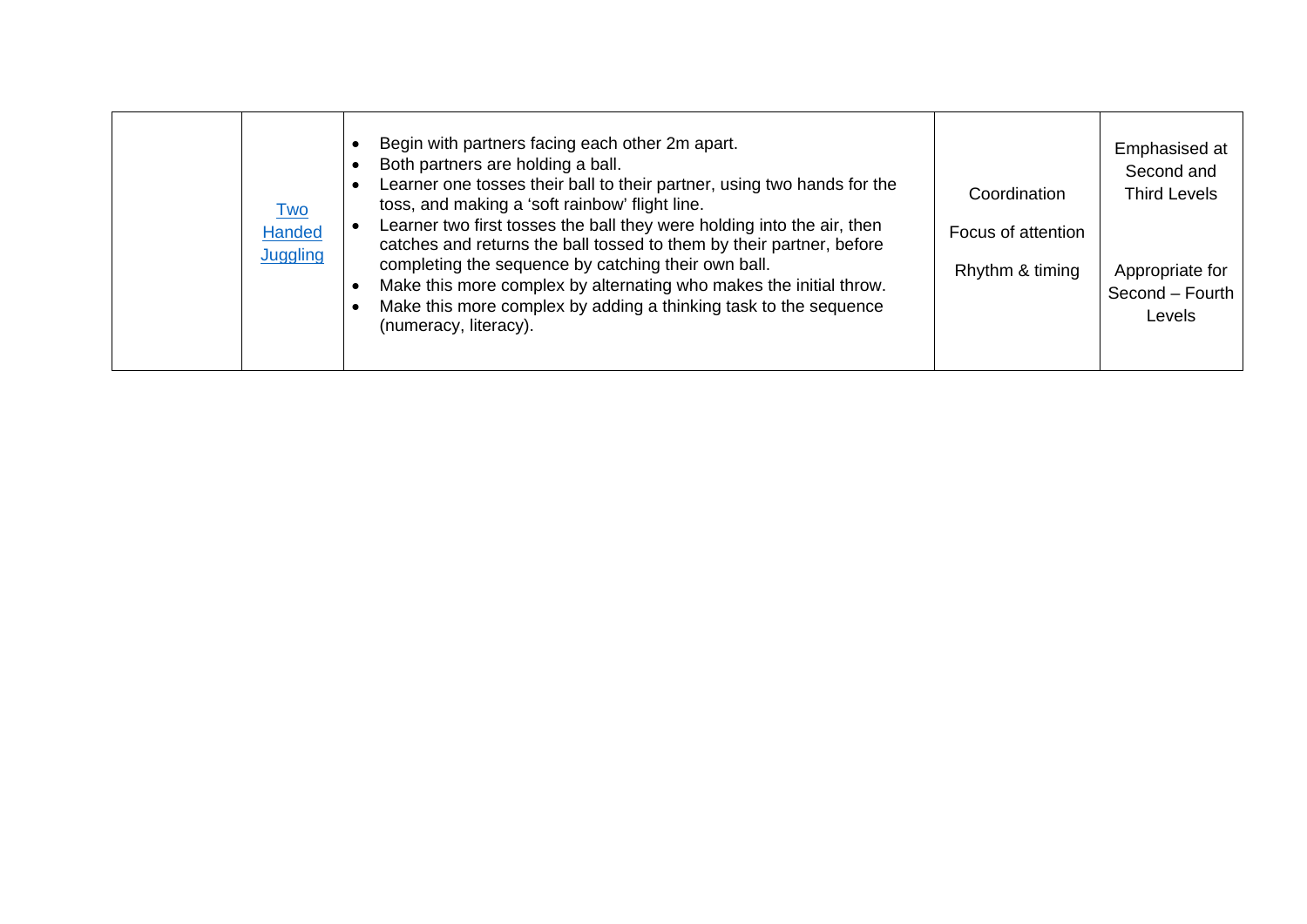| | | | | |
|---|---|---|---|---|
| | Two Handed Juggling | • Begin with partners facing each other 2m apart.<br>• Both partners are holding a ball.<br>• Learner one tosses their ball to their partner, using two hands for the toss, and making a 'soft rainbow' flight line.<br>• Learner two first tosses the ball they were holding into the air, then catches and returns the ball tossed to them by their partner, before completing the sequence by catching their own ball.<br>• Make this more complex by alternating who makes the initial throw.<br>• Make this more complex by adding a thinking task to the sequence (numeracy, literacy). | Coordination<br><br>Focus of attention<br><br>Rhythm & timing | Emphasised at Second and Third Levels<br><br>Appropriate for Second – Fourth Levels |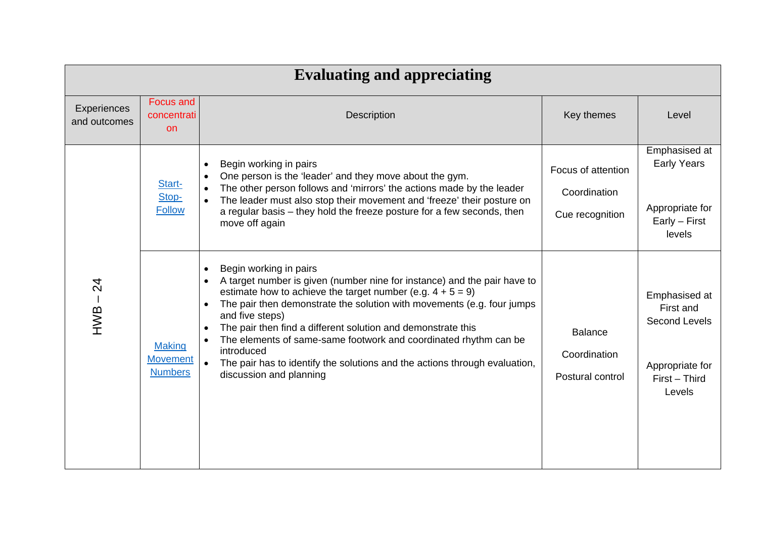| Evaluating and appreciating | | | | |
|---|---|---|---|---|
| Experiences and outcomes | Focus and concentration | Description | Key themes | Level |
| HWB – 24 | Start-Stop-Follow | • Begin working in pairs<br>• One person is the 'leader' and they move about the gym.<br>• The other person follows and 'mirrors' the actions made by the leader<br>• The leader must also stop their movement and 'freeze' their posture on a regular basis – they hold the freeze posture for a few seconds, then move off again | Focus of attention<br><br>Coordination<br><br>Cue recognition | Emphasised at Early Years<br><br>Appropriate for Early – First levels |
| | Making Movement Numbers | • Begin working in pairs<br>• A target number is given (number nine for instance) and the pair have to estimate how to achieve the target number (e.g. 4 + 5 = 9)<br>• The pair then demonstrate the solution with movements (e.g. four jumps and five steps)<br>• The pair then find a different solution and demonstrate this<br>• The elements of same-same footwork and coordinated rhythm can be introduced<br>• The pair has to identify the solutions and the actions through evaluation, discussion and planning | Balance<br><br>Coordination<br><br>Postural control | Emphasised at First and Second Levels<br><br>Appropriate for First – Third Levels |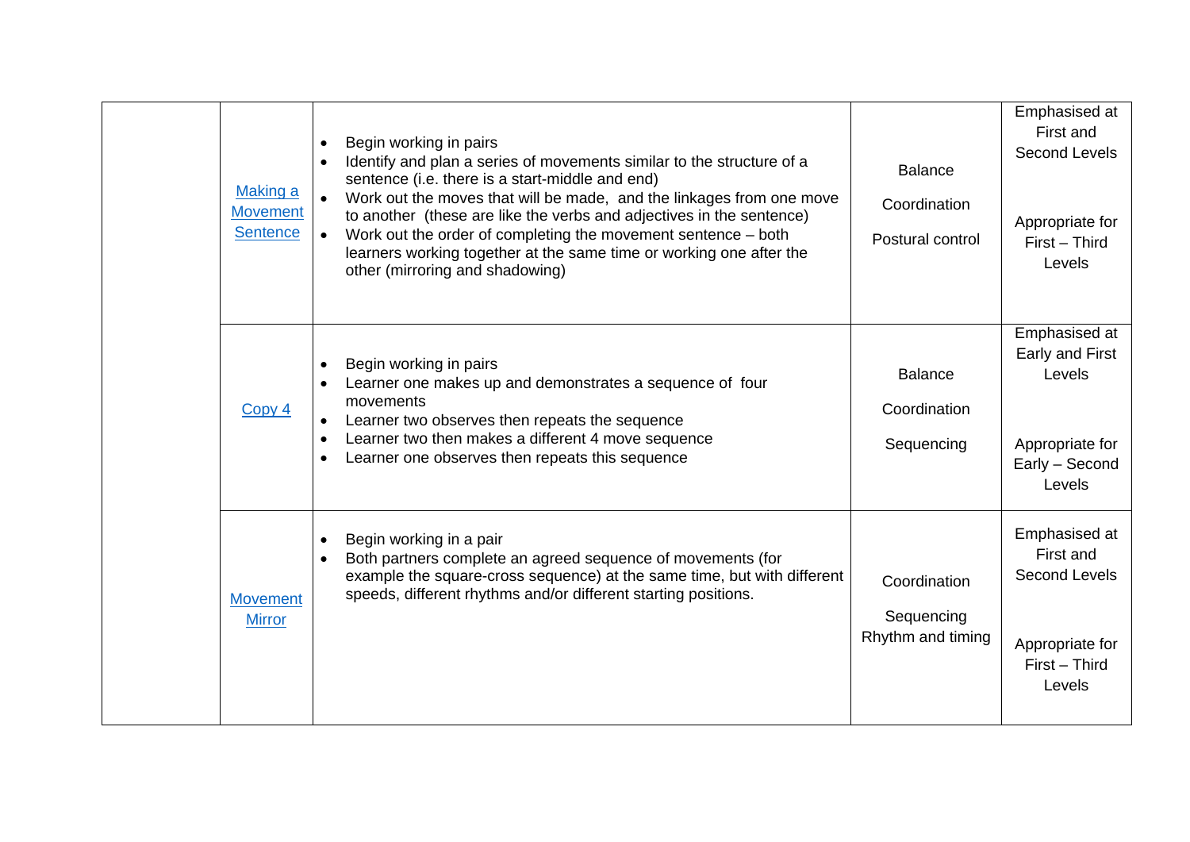| | | | | |
|---|---|---|---|---|
| | Making a Movement Sentence | • Begin working in pairs<br>• Identify and plan a series of movements similar to the structure of a sentence (i.e. there is a start-middle and end)<br>• Work out the moves that will be made, and the linkages from one move to another (these are like the verbs and adjectives in the sentence)<br>• Work out the order of completing the movement sentence – both learners working together at the same time or working one after the other (mirroring and shadowing) | Balance<br><br>Coordination<br><br>Postural control | Emphasised at First and Second Levels<br><br>Appropriate for First – Third Levels |
| | Copy 4 | • Begin working in pairs<br>• Learner one makes up and demonstrates a sequence of four movements<br>• Learner two observes then repeats the sequence<br>• Learner two then makes a different 4 move sequence<br>• Learner one observes then repeats this sequence | Balance<br><br>Coordination<br><br>Sequencing | Emphasised at Early and First Levels<br><br>Appropriate for Early – Second Levels |
| | Movement Mirror | • Begin working in a pair<br>• Both partners complete an agreed sequence of movements (for example the square-cross sequence) at the same time, but with different speeds, different rhythms and/or different starting positions. | Coordination<br><br>Sequencing<br>Rhythm and timing | Emphasised at First and Second Levels<br><br>Appropriate for First – Third Levels |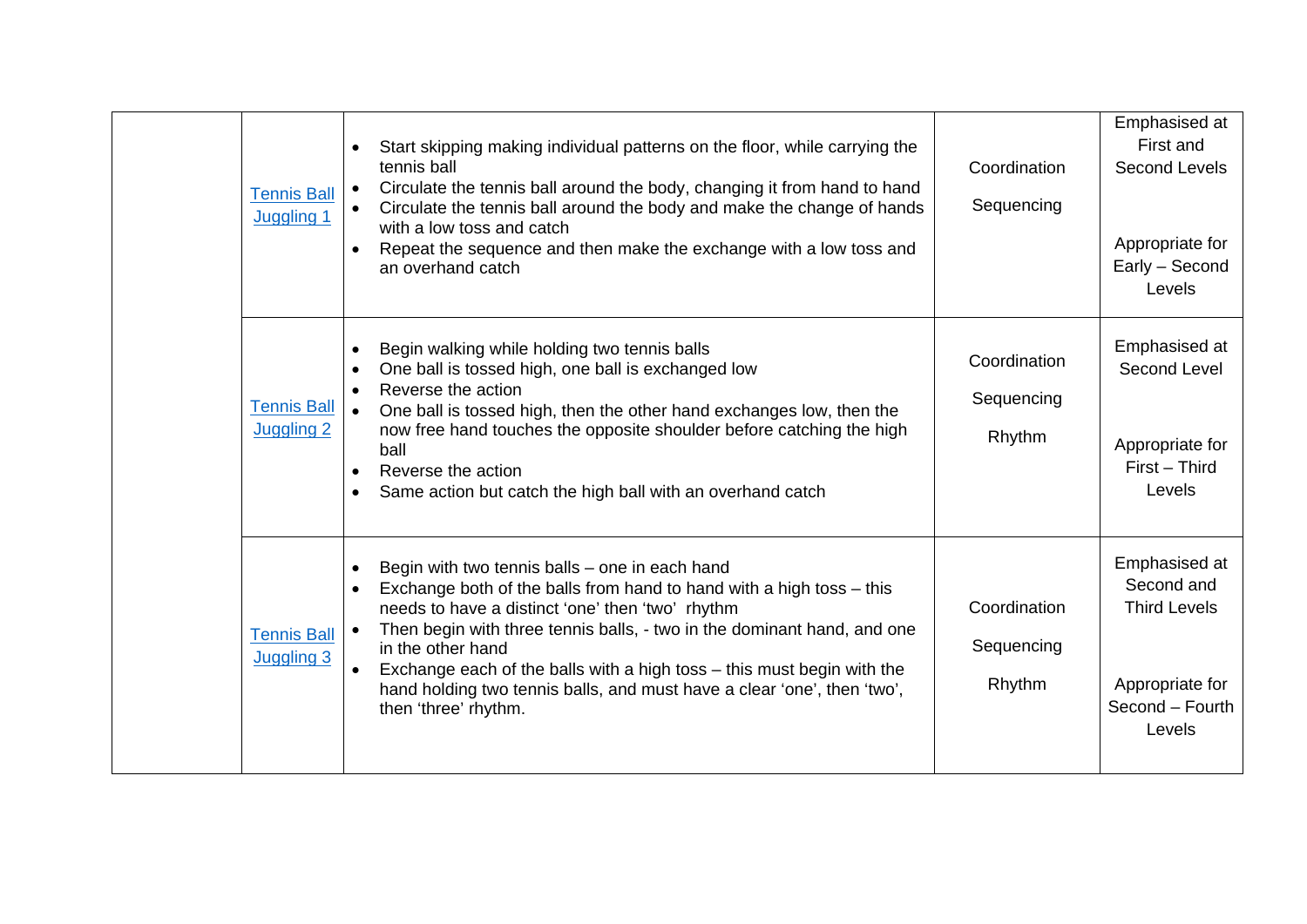| | | | | |
|---|---|---|---|---|
| | Tennis Ball Juggling 1 | • Start skipping making individual patterns on the floor, while carrying the tennis ball<br>• Circulate the tennis ball around the body, changing it from hand to hand<br>• Circulate the tennis ball around the body and make the change of hands with a low toss and catch<br>• Repeat the sequence and then make the exchange with a low toss and an overhand catch | Coordination<br><br>Sequencing | Emphasised at First and Second Levels<br><br>Appropriate for Early – Second Levels |
| | Tennis Ball Juggling 2 | • Begin walking while holding two tennis balls<br>• One ball is tossed high, one ball is exchanged low<br>• Reverse the action<br>• One ball is tossed high, then the other hand exchanges low, then the now free hand touches the opposite shoulder before catching the high ball<br>• Reverse the action<br>• Same action but catch the high ball with an overhand catch | Coordination<br><br>Sequencing<br><br>Rhythm | Emphasised at Second Level<br><br>Appropriate for First – Third Levels |
| | Tennis Ball Juggling 3 | • Begin with two tennis balls – one in each hand<br>• Exchange both of the balls from hand to hand with a high toss – this needs to have a distinct 'one' then 'two' rhythm<br>• Then begin with three tennis balls, - two in the dominant hand, and one in the other hand<br>• Exchange each of the balls with a high toss – this must begin with the hand holding two tennis balls, and must have a clear 'one', then 'two', then 'three' rhythm. | Coordination<br><br>Sequencing<br><br>Rhythm | Emphasised at Second and Third Levels<br><br>Appropriate for Second – Fourth Levels |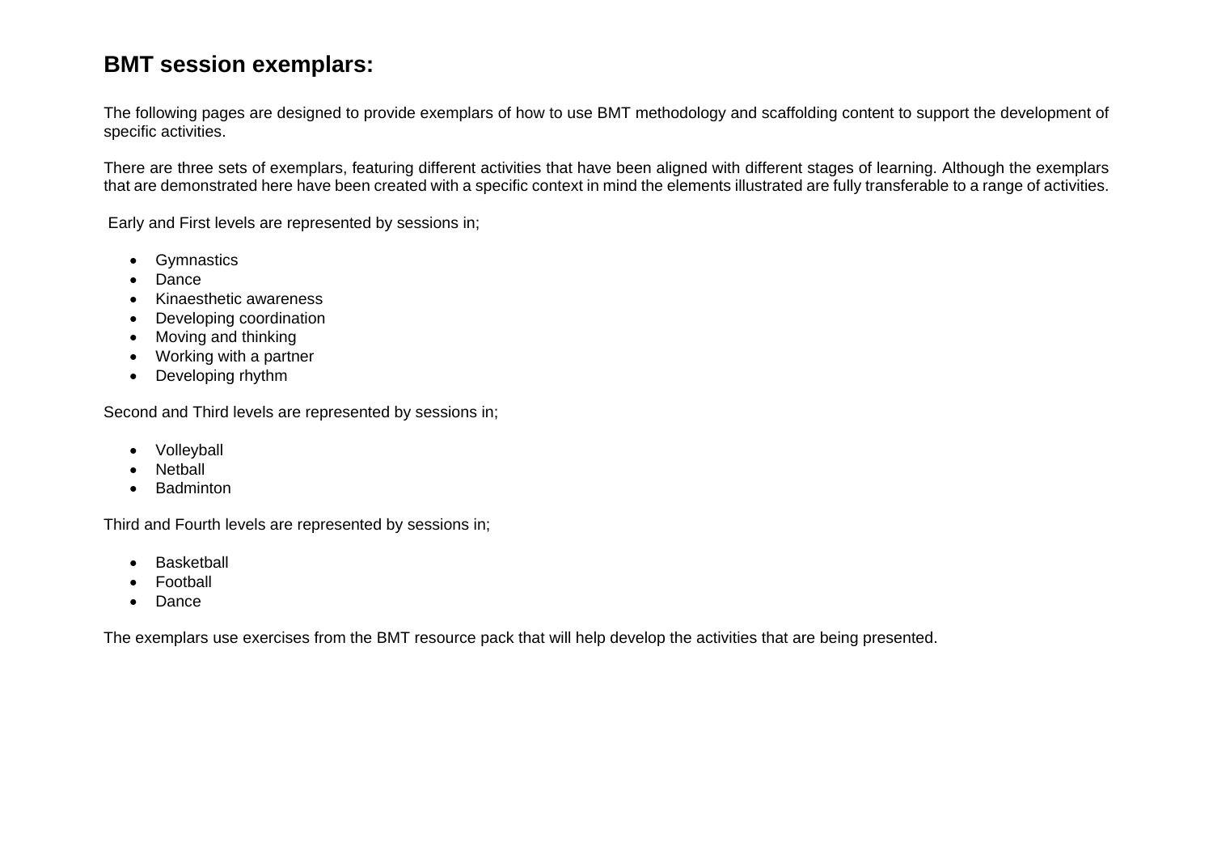## BMT session exemplars:

The following pages are designed to provide exemplars of how to use BMT methodology and scaffolding content to support the development of specific activities.

There are three sets of exemplars, featuring different activities that have been aligned with different stages of learning. Although the exemplars that are demonstrated here have been created with a specific context in mind the elements illustrated are fully transferable to a range of activities.

Early and First levels are represented by sessions in;

- Gymnastics
- Dance
- Kinaesthetic awareness
- Developing coordination
- Moving and thinking
- Working with a partner
- Developing rhythm

Second and Third levels are represented by sessions in;

- Volleyball
- Netball
- Badminton

Third and Fourth levels are represented by sessions in;

- Basketball
- Football
- Dance

The exemplars use exercises from the BMT resource pack that will help develop the activities that are being presented.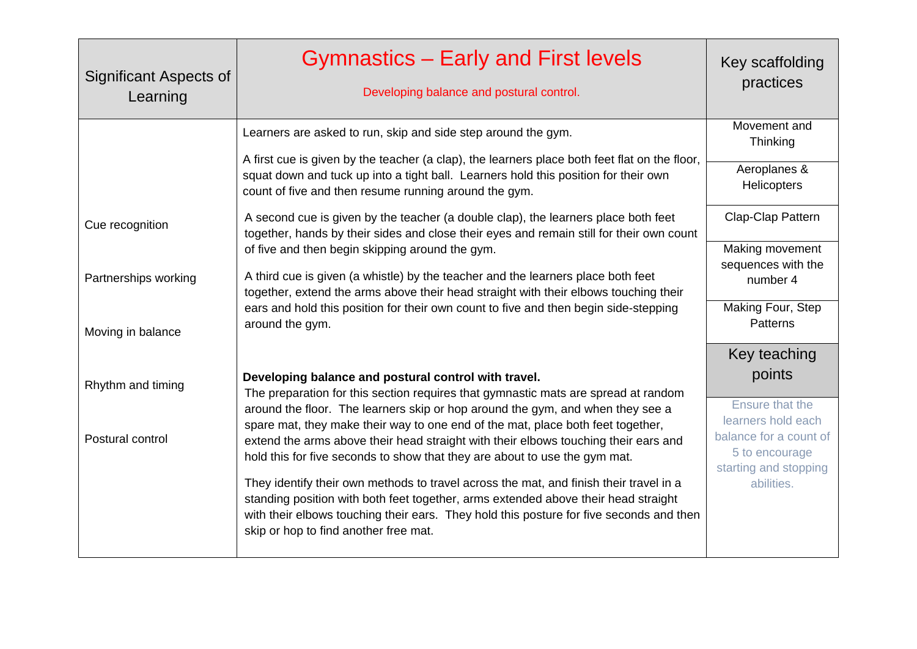| Significant Aspects of Learning | Gymnastics – Early and First levels<br>Developing balance and postural control. | Key scaffolding practices |
|---|---|---|
| Cue recognition<br><br>Partnerships working<br><br>Moving in balance<br><br>Rhythm and timing<br><br>Postural control | Learners are asked to run, skip and side step around the gym.<br><br>A first cue is given by the teacher (a clap), the learners place both feet flat on the floor, squat down and tuck up into a tight ball. Learners hold this position for their own count of five and then resume running around the gym.<br><br>A second cue is given by the teacher (a double clap), the learners place both feet together, hands by their sides and close their eyes and remain still for their own count of five and then begin skipping around the gym.<br><br>A third cue is given (a whistle) by the teacher and the learners place both feet together, extend the arms above their head straight with their elbows touching their ears and hold this position for their own count to five and then begin side-stepping around the gym.<br><br>**Developing balance and postural control with travel.**<br>The preparation for this section requires that gymnastic mats are spread at random around the floor. The learners skip or hop around the gym, and when they see a spare mat, they make their way to one end of the mat, place both feet together, extend the arms above their head straight with their elbows touching their ears and hold this for five seconds to show that they are about to use the gym mat.<br><br>They identify their own methods to travel across the mat, and finish their travel in a standing position with both feet together, arms extended above their head straight with their elbows touching their ears. They hold this posture for five seconds and then skip or hop to find another free mat. | Movement and Thinking<br><br>Aeroplanes & Helicopters<br><br>Clap-Clap Pattern<br><br>Making movement sequences with the number 4<br><br>Making Four, Step Patterns<br><br>**Key teaching points**<br><br>Ensure that the learners hold each balance for a count of 5 to encourage starting and stopping abilities. |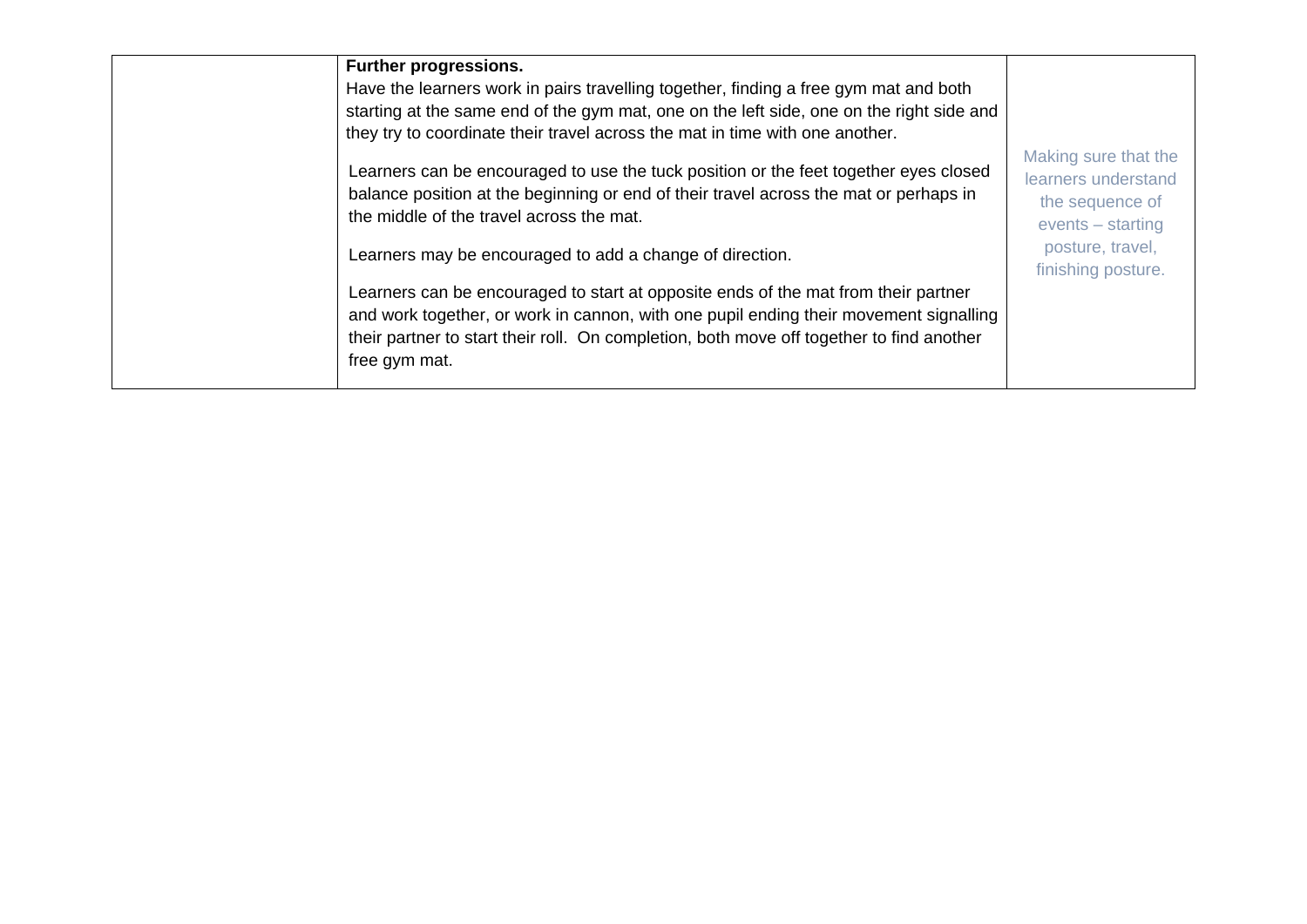|  |  |  |
|---|---|---|
|  | **Further progressions.**<br>Have the learners work in pairs travelling together, finding a free gym mat and both starting at the same end of the gym mat, one on the left side, one on the right side and they try to coordinate their travel across the mat in time with one another.<br><br>Learners can be encouraged to use the tuck position or the feet together eyes closed balance position at the beginning or end of their travel across the mat or perhaps in the middle of the travel across the mat.<br><br>Learners may be encouraged to add a change of direction.<br><br>Learners can be encouraged to start at opposite ends of the mat from their partner and work together, or work in cannon, with one pupil ending their movement signalling their partner to start their roll. On completion, both move off together to find another free gym mat. | Making sure that the learners understand the sequence of events – starting posture, travel, finishing posture. |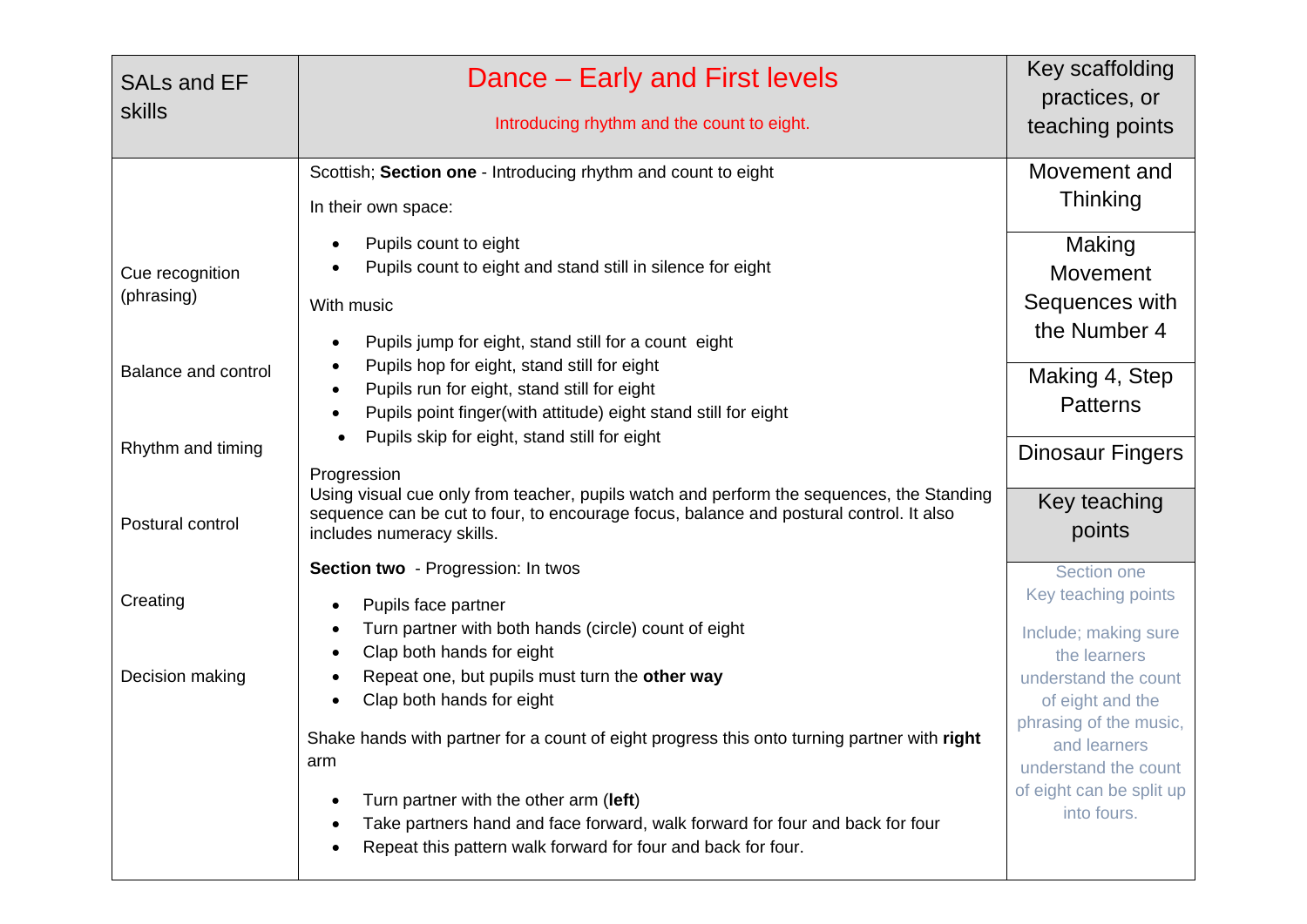| SALs and EF skills | Dance – Early and First levels<br><br>Introducing rhythm and the count to eight. | Key scaffolding practices, or teaching points |
|---|---|---|
| Cue recognition (phrasing)<br><br>Balance and control<br><br>Rhythm and timing<br><br>Postural control<br><br>Creating<br><br>Decision making | Scottish; **Section one** - Introducing rhythm and count to eight<br><br>In their own space:<br><br>• Pupils count to eight<br>• Pupils count to eight and stand still in silence for eight<br><br>With music<br><br>• Pupils jump for eight, stand still for a count eight<br>• Pupils hop for eight, stand still for eight<br>• Pupils run for eight, stand still for eight<br>• Pupils point finger(with attitude) eight stand still for eight<br>• Pupils skip for eight, stand still for eight<br><br>Progression<br>Using visual cue only from teacher, pupils watch and perform the sequences, the Standing sequence can be cut to four, to encourage focus, balance and postural control. It also includes numeracy skills.<br><br>**Section two** - Progression: In twos<br><br>• Pupils face partner<br>• Turn partner with both hands (circle) count of eight<br>• Clap both hands for eight<br>• Repeat one, but pupils must turn the **other way**<br>• Clap both hands for eight<br><br>Shake hands with partner for a count of eight progress this onto turning partner with **right** arm<br><br>• Turn partner with the other arm (**left**)<br>• Take partners hand and face forward, walk forward for four and back for four<br>• Repeat this pattern walk forward for four and back for four. | Movement and Thinking<br><br>Making Movement Sequences with the Number 4<br><br>Making 4, Step Patterns<br><br>Dinosaur Fingers<br><br>**Key teaching points**<br><br>Section one<br>Key teaching points<br><br>Include; making sure the learners understand the count of eight and the phrasing of the music, and learners understand the count of eight can be split up into fours. |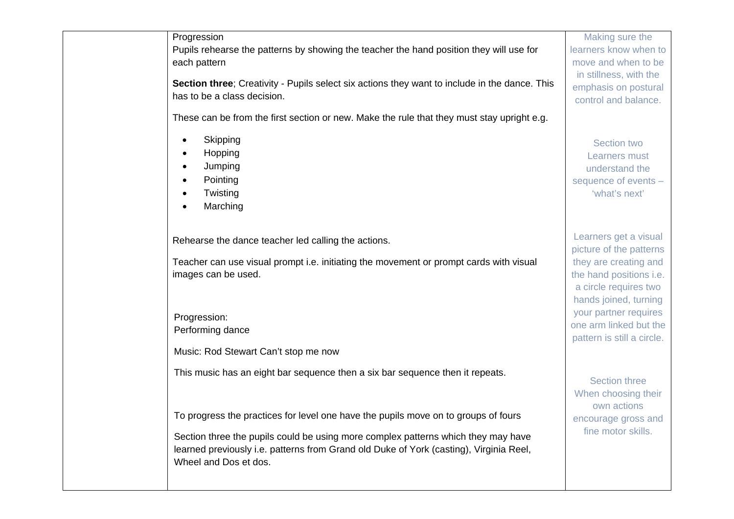| | | |
|---|---|---|
| | Progression<br>Pupils rehearse the patterns by showing the teacher the hand position they will use for each pattern<br><br>**Section three**; Creativity - Pupils select six actions they want to include in the dance. This has to be a class decision.<br><br>These can be from the first section or new. Make the rule that they must stay upright e.g.<br><br>• Skipping<br>• Hopping<br>• Jumping<br>• Pointing<br>• Twisting<br>• Marching<br><br>Rehearse the dance teacher led calling the actions.<br><br>Teacher can use visual prompt i.e. initiating the movement or prompt cards with visual images can be used.<br><br>Progression:<br>Performing dance<br><br>Music: Rod Stewart Can't stop me now<br><br>This music has an eight bar sequence then a six bar sequence then it repeats.<br><br>To progress the practices for level one have the pupils move on to groups of fours<br><br>Section three the pupils could be using more complex patterns which they may have learned previously i.e. patterns from Grand old Duke of York (casting), Virginia Reel, Wheel and Dos et dos. | Making sure the learners know when to move and when to be in stillness, with the emphasis on postural control and balance.<br><br>Section two<br>Learners must understand the sequence of events – 'what's next'<br><br>Learners get a visual picture of the patterns they are creating and the hand positions i.e. a circle requires two hands joined, turning your partner requires one arm linked but the pattern is still a circle.<br><br>Section three<br>When choosing their own actions encourage gross and fine motor skills. |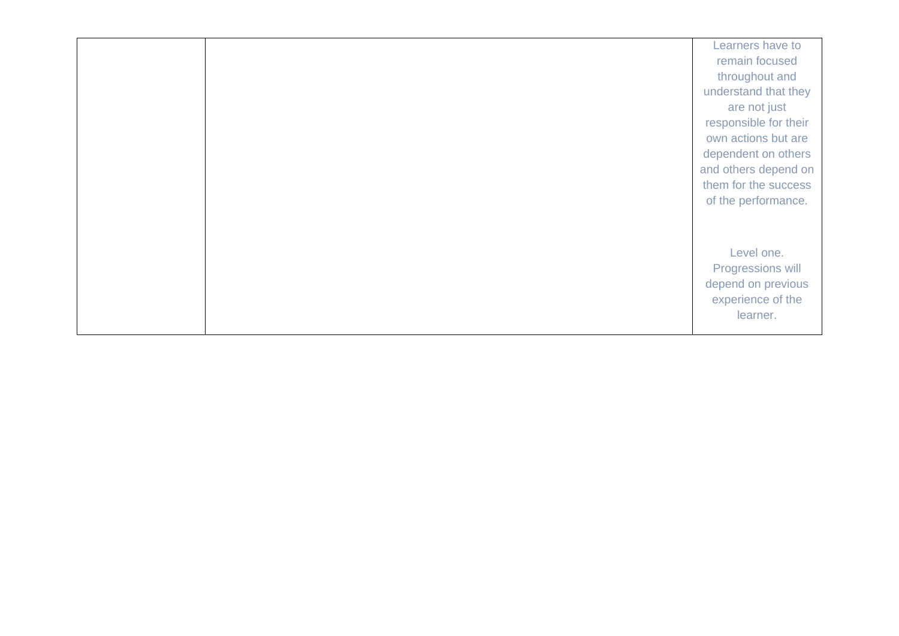|  |  |  |
|---|---|---|
|  |  | Learners have to remain focused throughout and understand that they are not just responsible for their own actions but are dependent on others and others depend on them for the success of the performance.<br><br>Level one. Progressions will depend on previous experience of the learner. |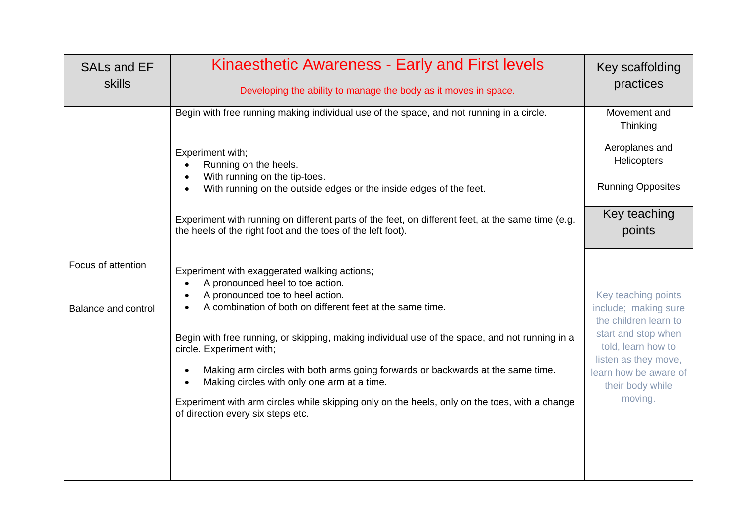| SALs and EF skills | Kinaesthetic Awareness - Early and First levels<br><br>Developing the ability to manage the body as it moves in space. | Key scaffolding practices |
|---|---|---|
| Focus of attention<br><br>Balance and control | Begin with free running making individual use of the space, and not running in a circle.<br><br>Experiment with;<br>• Running on the heels.<br>• With running on the tip-toes.<br>• With running on the outside edges or the inside edges of the feet.<br><br>Experiment with running on different parts of the feet, on different feet, at the same time (e.g. the heels of the right foot and the toes of the left foot).<br><br>Experiment with exaggerated walking actions;<br>• A pronounced heel to toe action.<br>• A pronounced toe to heel action.<br>• A combination of both on different feet at the same time.<br><br>Begin with free running, or skipping, making individual use of the space, and not running in a circle. Experiment with;<br>• Making arm circles with both arms going forwards or backwards at the same time.<br>• Making circles with only one arm at a time.<br><br>Experiment with arm circles while skipping only on the heels, only on the toes, with a change of direction every six steps etc. | Movement and Thinking<br><br>Aeroplanes and Helicopters<br><br>Running Opposites<br><br>**Key teaching points**<br><br>Key teaching points include; making sure the children learn to start and stop when told, learn how to listen as they move, learn how be aware of their body while moving. |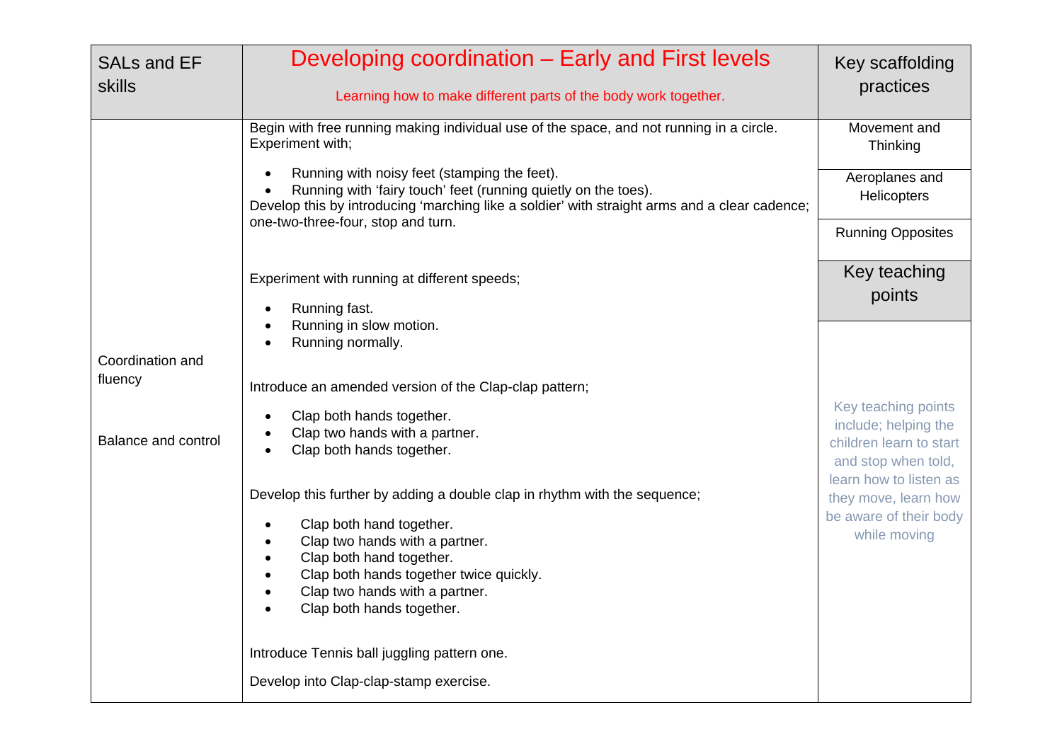| SALs and EF skills | Developing coordination – Early and First levels<br>Learning how to make different parts of the body work together. | Key scaffolding practices |
|---|---|---|
| Coordination and fluency<br><br>Balance and control | Begin with free running making individual use of the space, and not running in a circle. Experiment with;<br>• Running with noisy feet (stamping the feet).<br>• Running with 'fairy touch' feet (running quietly on the toes).<br>Develop this by introducing 'marching like a soldier' with straight arms and a clear cadence; one-two-three-four, stop and turn.<br><br>Experiment with running at different speeds;<br>• Running fast.<br>• Running in slow motion.<br>• Running normally.<br><br>Introduce an amended version of the Clap-clap pattern;<br>• Clap both hands together.<br>• Clap two hands with a partner.<br>• Clap both hands together.<br><br>Develop this further by adding a double clap in rhythm with the sequence;<br>• Clap both hand together.<br>• Clap two hands with a partner.<br>• Clap both hand together.<br>• Clap both hands together twice quickly.<br>• Clap two hands with a partner.<br>• Clap both hands together.<br><br>Introduce Tennis ball juggling pattern one.<br><br>Develop into Clap-clap-stamp exercise. | Movement and Thinking<br><br>Aeroplanes and Helicopters<br><br>Running Opposites<br><br>**Key teaching points**<br><br>Key teaching points include; helping the children learn to start and stop when told, learn how to listen as they move, learn how be aware of their body while moving |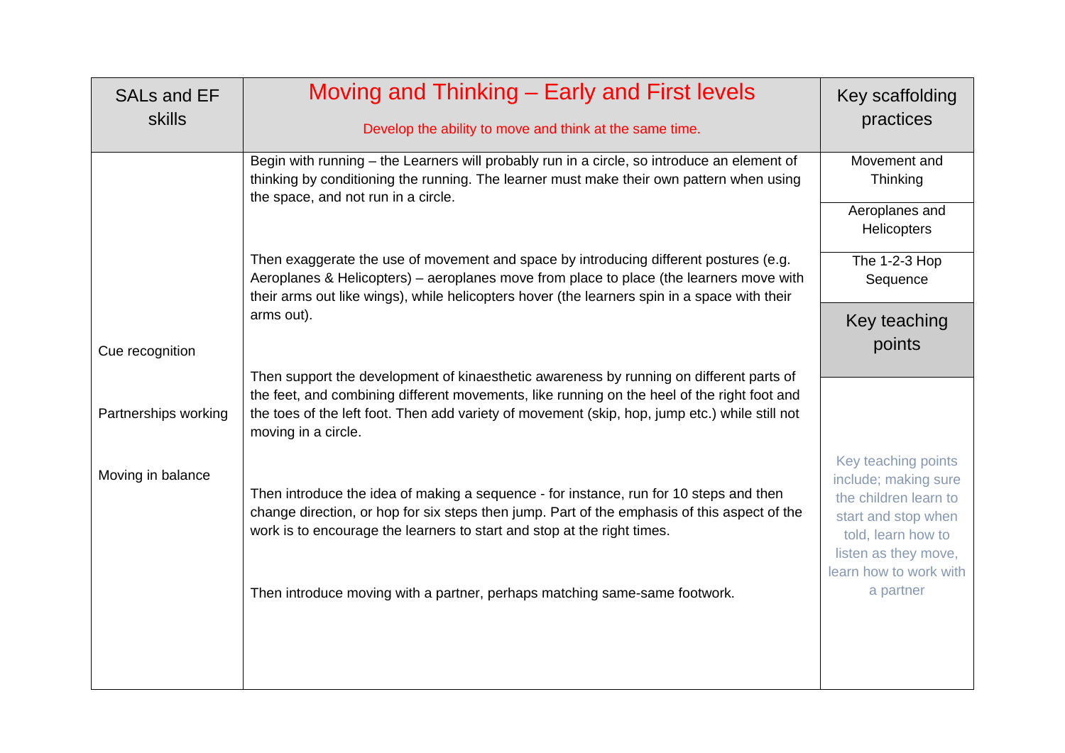| SALs and EF skills | Moving and Thinking – Early and First levels<br><br>Develop the ability to move and think at the same time. | Key scaffolding practices |
|---|---|---|
| Cue recognition<br><br>Partnerships working<br><br>Moving in balance | Begin with running – the Learners will probably run in a circle, so introduce an element of thinking by conditioning the running. The learner must make their own pattern when using the space, and not run in a circle.<br><br>Then exaggerate the use of movement and space by introducing different postures (e.g. Aeroplanes & Helicopters) – aeroplanes move from place to place (the learners move with their arms out like wings), while helicopters hover (the learners spin in a space with their arms out).<br><br>Then support the development of kinaesthetic awareness by running on different parts of the feet, and combining different movements, like running on the heel of the right foot and the toes of the left foot. Then add variety of movement (skip, hop, jump etc.) while still not moving in a circle.<br><br>Then introduce the idea of making a sequence - for instance, run for 10 steps and then change direction, or hop for six steps then jump. Part of the emphasis of this aspect of the work is to encourage the learners to start and stop at the right times.<br><br>Then introduce moving with a partner, perhaps matching same-same footwork. | Movement and Thinking<br><br>Aeroplanes and Helicopters<br><br>The 1-2-3 Hop Sequence<br><br>**Key teaching points**<br><br>Key teaching points include; making sure the children learn to start and stop when told, learn how to listen as they move, learn how to work with a partner |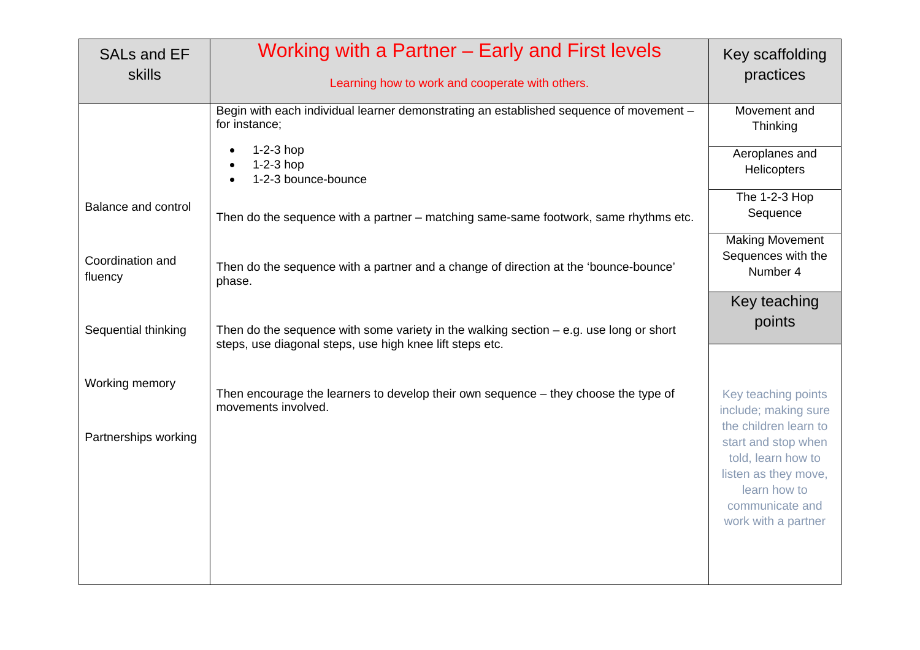| SALs and EF skills | Working with a Partner – Early and First levels<br><br>Learning how to work and cooperate with others. | Key scaffolding practices |
|---|---|---|
| Balance and control<br><br>Coordination and fluency<br><br>Sequential thinking<br><br>Working memory<br><br>Partnerships working | Begin with each individual learner demonstrating an established sequence of movement – for instance;<br><br>• 1-2-3 hop<br>• 1-2-3 hop<br>• 1-2-3 bounce-bounce<br><br>Then do the sequence with a partner – matching same-same footwork, same rhythms etc.<br><br>Then do the sequence with a partner and a change of direction at the 'bounce-bounce' phase.<br><br>Then do the sequence with some variety in the walking section – e.g. use long or short steps, use diagonal steps, use high knee lift steps etc.<br><br>Then encourage the learners to develop their own sequence – they choose the type of movements involved. | Movement and Thinking<br><br>Aeroplanes and Helicopters<br><br>The 1-2-3 Hop Sequence<br><br>Making Movement Sequences with the Number 4<br><br>**Key teaching points**<br><br>Key teaching points include; making sure the children learn to start and stop when told, learn how to listen as they move, learn how to communicate and work with a partner |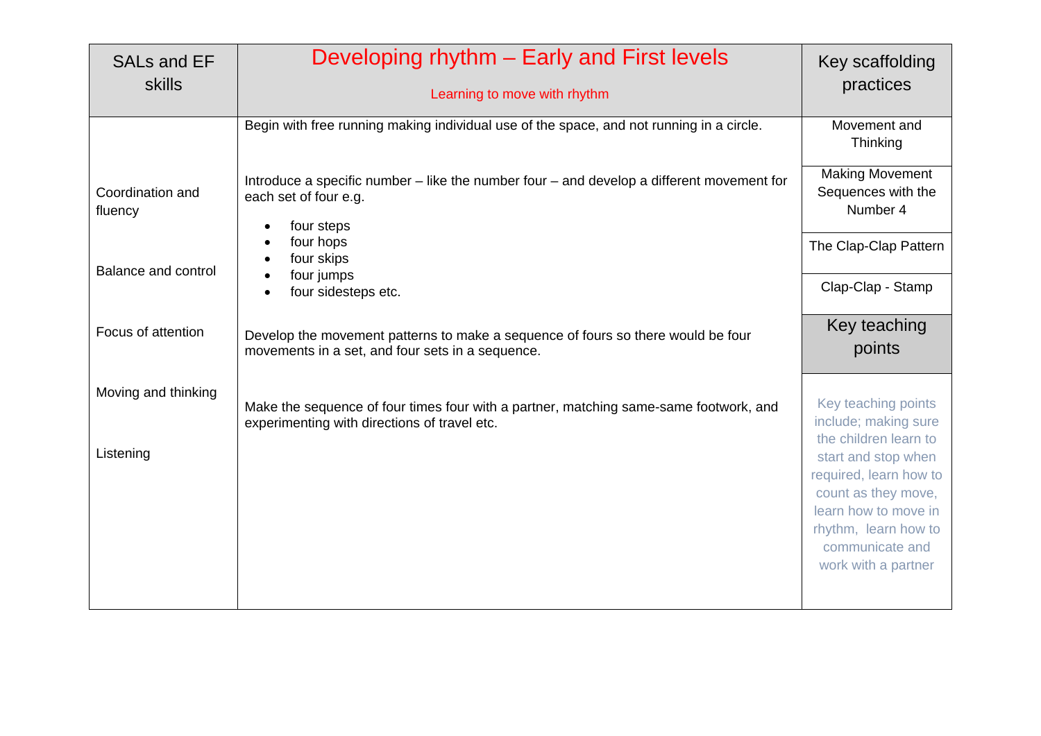| SALs and EF skills | Developing rhythm – Early and First levels<br><br>Learning to move with rhythm | Key scaffolding practices |
|---|---|---|
| Coordination and fluency<br><br>Balance and control<br><br>Focus of attention<br><br>Moving and thinking<br><br>Listening | Begin with free running making individual use of the space, and not running in a circle.<br><br>Introduce a specific number – like the number four – and develop a different movement for each set of four e.g.<br>• four steps<br>• four hops<br>• four skips<br>• four jumps<br>• four sidesteps etc.<br><br>Develop the movement patterns to make a sequence of fours so there would be four movements in a set, and four sets in a sequence.<br><br>Make the sequence of four times four with a partner, matching same-same footwork, and experimenting with directions of travel etc. | Movement and Thinking<br><br>Making Movement Sequences with the Number 4<br><br>The Clap-Clap Pattern<br><br>Clap-Clap - Stamp<br><br>**Key teaching points**<br><br>Key teaching points include; making sure the children learn to start and stop when required, learn how to count as they move, learn how to move in rhythm, learn how to communicate and work with a partner |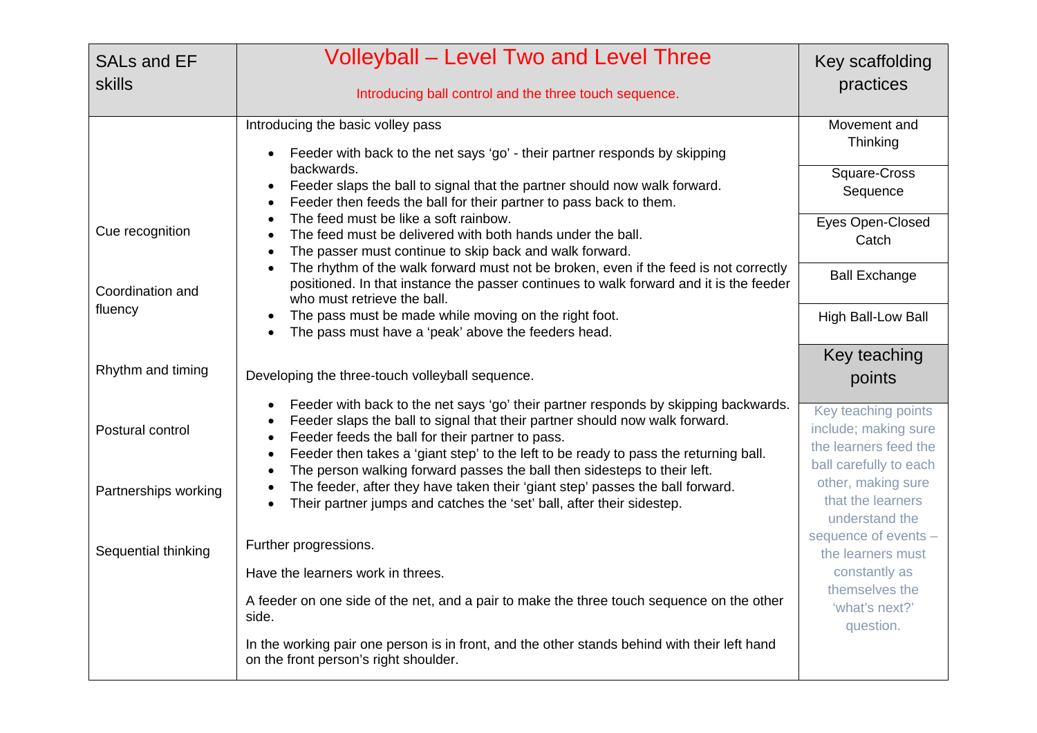| SALs and EF skills | Volleyball – Level Two and Level Three<br><br>Introducing ball control and the three touch sequence. | Key scaffolding practices |
| --- | --- | --- |
| Cue recognition<br><br>Coordination and fluency<br><br>Rhythm and timing<br><br>Postural control<br><br>Partnerships working<br><br>Sequential thinking | Introducing the basic volley pass<br><br>• Feeder with back to the net says 'go' - their partner responds by skipping backwards.<br>• Feeder slaps the ball to signal that the partner should now walk forward.<br>• Feeder then feeds the ball for their partner to pass back to them.<br>• The feed must be like a soft rainbow.<br>• The feed must be delivered with both hands under the ball.<br>• The passer must continue to skip back and walk forward.<br>• The rhythm of the walk forward must not be broken, even if the feed is not correctly positioned. In that instance the passer continues to walk forward and it is the feeder who must retrieve the ball.<br>• The pass must be made while moving on the right foot.<br>• The pass must have a 'peak' above the feeders head.<br><br>Developing the three-touch volleyball sequence.<br><br>• Feeder with back to the net says 'go' their partner responds by skipping backwards.<br>• Feeder slaps the ball to signal that their partner should now walk forward.<br>• Feeder feeds the ball for their partner to pass.<br>• Feeder then takes a 'giant step' to the left to be ready to pass the returning ball.<br>• The person walking forward passes the ball then sidesteps to their left.<br>• The feeder, after they have taken their 'giant step' passes the ball forward.<br>• Their partner jumps and catches the 'set' ball, after their sidestep.<br><br>Further progressions.<br><br>Have the learners work in threes.<br><br>A feeder on one side of the net, and a pair to make the three touch sequence on the other side.<br><br>In the working pair one person is in front, and the other stands behind with their left hand on the front person's right shoulder. | Movement and Thinking<br><br>Square-Cross Sequence<br><br>Eyes Open-Closed Catch<br><br>Ball Exchange<br><br>High Ball-Low Ball<br><br>**Key teaching points**<br><br>Key teaching points include; making sure the learners feed the ball carefully to each other, making sure that the learners understand the sequence of events – the learners must constantly as themselves the 'what's next?' question. |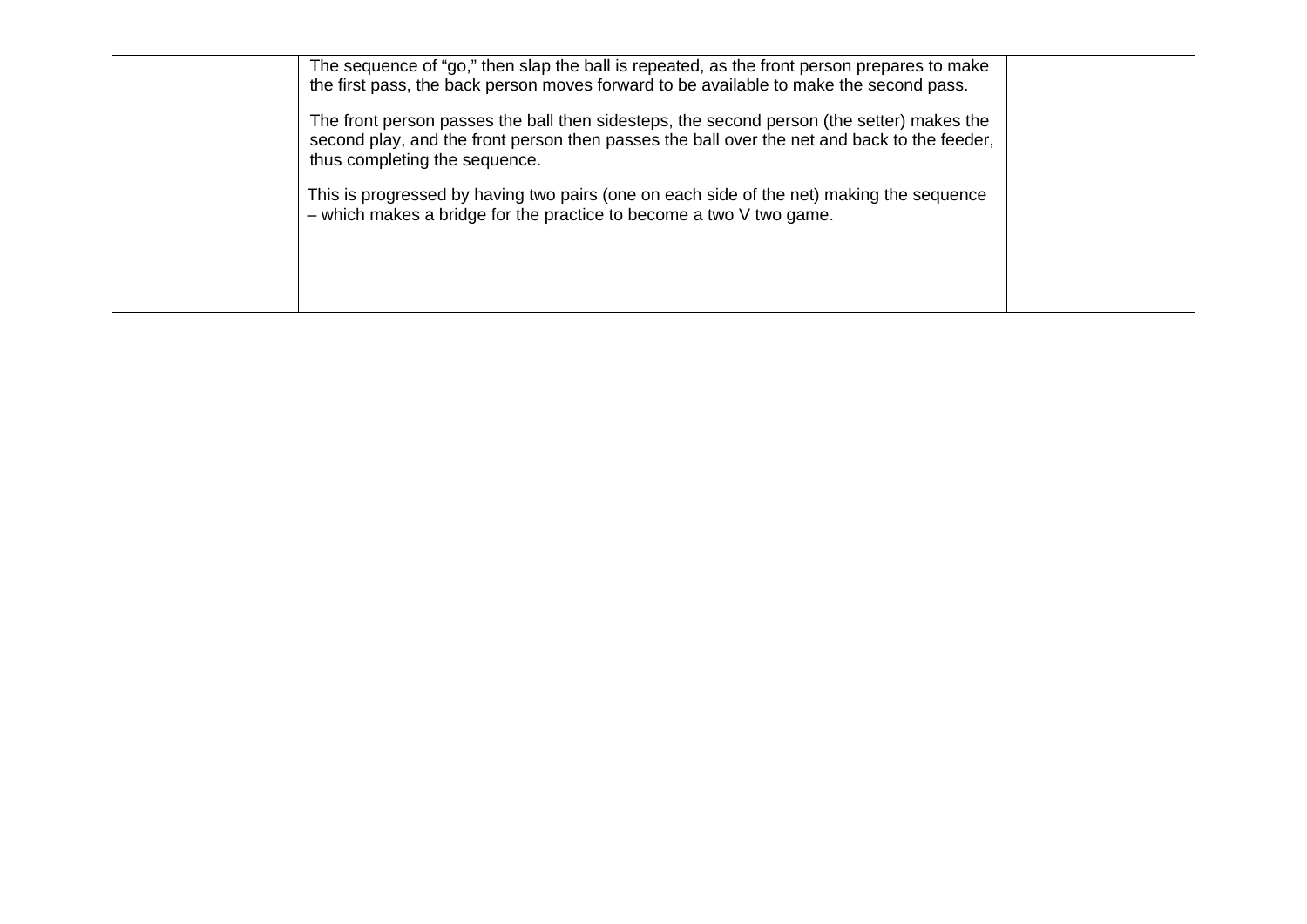|  |  |  |
|---|---|---|
|  | The sequence of “go,” then slap the ball is repeated, as the front person prepares to make the first pass, the back person moves forward to be available to make the second pass.<br><br>The front person passes the ball then sidesteps, the second person (the setter) makes the second play, and the front person then passes the ball over the net and back to the feeder, thus completing the sequence.<br><br>This is progressed by having two pairs (one on each side of the net) making the sequence – which makes a bridge for the practice to become a two V two game. |  |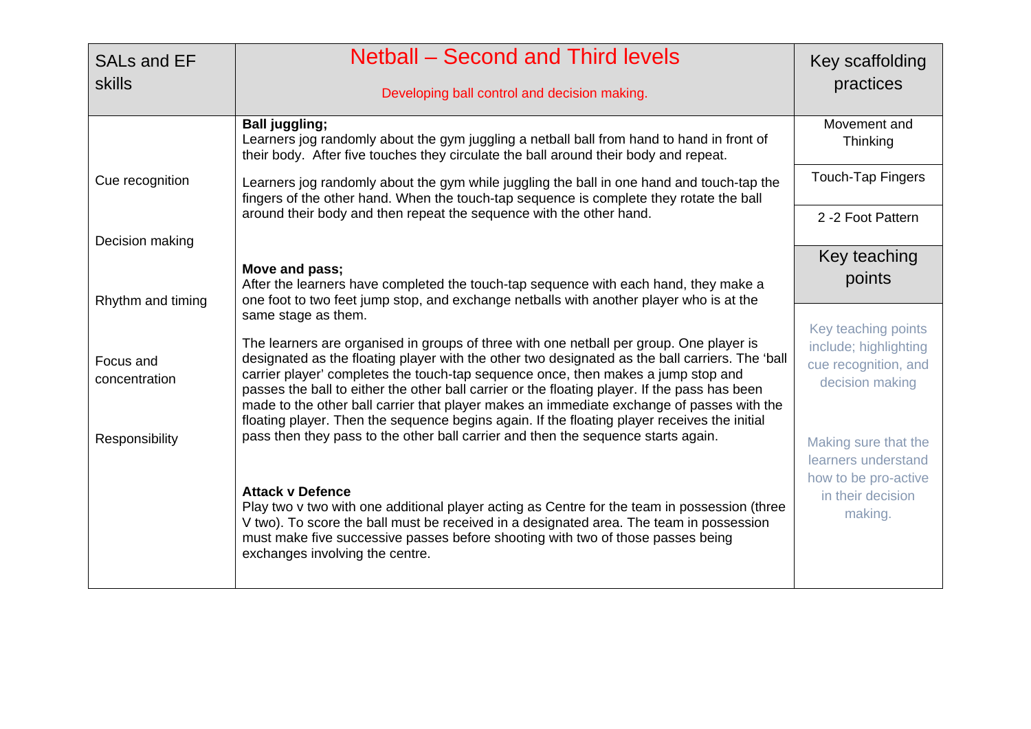| SALs and EF skills | Netball – Second and Third levels<br><br>Developing ball control and decision making. | Key scaffolding practices |
|---|---|---|
| Cue recognition<br><br>Decision making<br><br>Rhythm and timing<br><br>Focus and concentration<br><br>Responsibility | **Ball juggling;**<br>Learners jog randomly about the gym juggling a netball ball from hand to hand in front of their body. After five touches they circulate the ball around their body and repeat.<br><br>Learners jog randomly about the gym while juggling the ball in one hand and touch-tap the fingers of the other hand. When the touch-tap sequence is complete they rotate the ball around their body and then repeat the sequence with the other hand.<br><br>**Move and pass;**<br>After the learners have completed the touch-tap sequence with each hand, they make a one foot to two feet jump stop, and exchange netballs with another player who is at the same stage as them.<br><br>The learners are organised in groups of three with one netball per group. One player is designated as the floating player with the other two designated as the ball carriers. The 'ball carrier player' completes the touch-tap sequence once, then makes a jump stop and passes the ball to either the other ball carrier or the floating player. If the pass has been made to the other ball carrier that player makes an immediate exchange of passes with the floating player. Then the sequence begins again. If the floating player receives the initial pass then they pass to the other ball carrier and then the sequence starts again.<br><br>**Attack v Defence**<br>Play two v two with one additional player acting as Centre for the team in possession (three V two). To score the ball must be received in a designated area. The team in possession must make five successive passes before shooting with two of those passes being exchanges involving the centre. | Movement and Thinking<br><br>Touch-Tap Fingers<br><br>2 -2 Foot Pattern<br><br>**Key teaching points**<br><br>Key teaching points include; highlighting cue recognition, and decision making<br><br>Making sure that the learners understand how to be pro-active in their decision making. |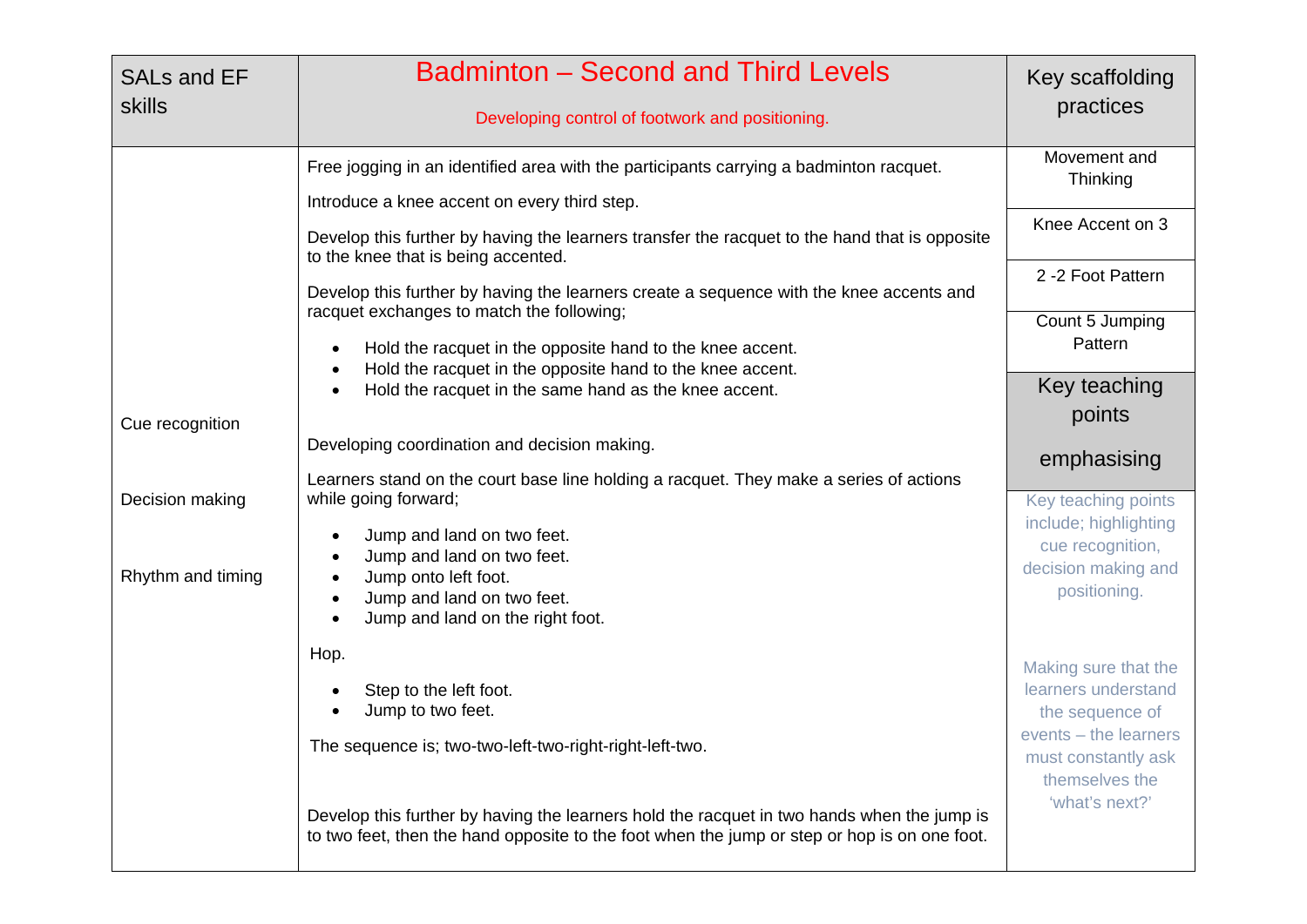| SALs and EF skills | Badminton – Second and Third Levels<br><br>Developing control of footwork and positioning. | Key scaffolding practices |
|---|---|---|
| Cue recognition<br><br>Decision making<br><br>Rhythm and timing | Free jogging in an identified area with the participants carrying a badminton racquet.<br><br>Introduce a knee accent on every third step.<br><br>Develop this further by having the learners transfer the racquet to the hand that is opposite to the knee that is being accented.<br><br>Develop this further by having the learners create a sequence with the knee accents and racquet exchanges to match the following;<br><br>• Hold the racquet in the opposite hand to the knee accent.<br>• Hold the racquet in the opposite hand to the knee accent.<br>• Hold the racquet in the same hand as the knee accent.<br><br>Developing coordination and decision making.<br><br>Learners stand on the court base line holding a racquet. They make a series of actions while going forward;<br><br>• Jump and land on two feet.<br>• Jump and land on two feet.<br>• Jump onto left foot.<br>• Jump and land on two feet.<br>• Jump and land on the right foot.<br><br>Hop.<br><br>• Step to the left foot.<br>• Jump to two feet.<br><br>The sequence is; two-two-left-two-right-right-left-two.<br><br>Develop this further by having the learners hold the racquet in two hands when the jump is to two feet, then the hand opposite to the foot when the jump or step or hop is on one foot. | Movement and Thinking<br><br>Knee Accent on 3<br><br>2 -2 Foot Pattern<br><br>Count 5 Jumping Pattern<br><br>**Key teaching points emphasising**<br><br>Key teaching points include; highlighting cue recognition, decision making and positioning.<br><br>Making sure that the learners understand the sequence of events – the learners must constantly ask themselves the 'what's next?' |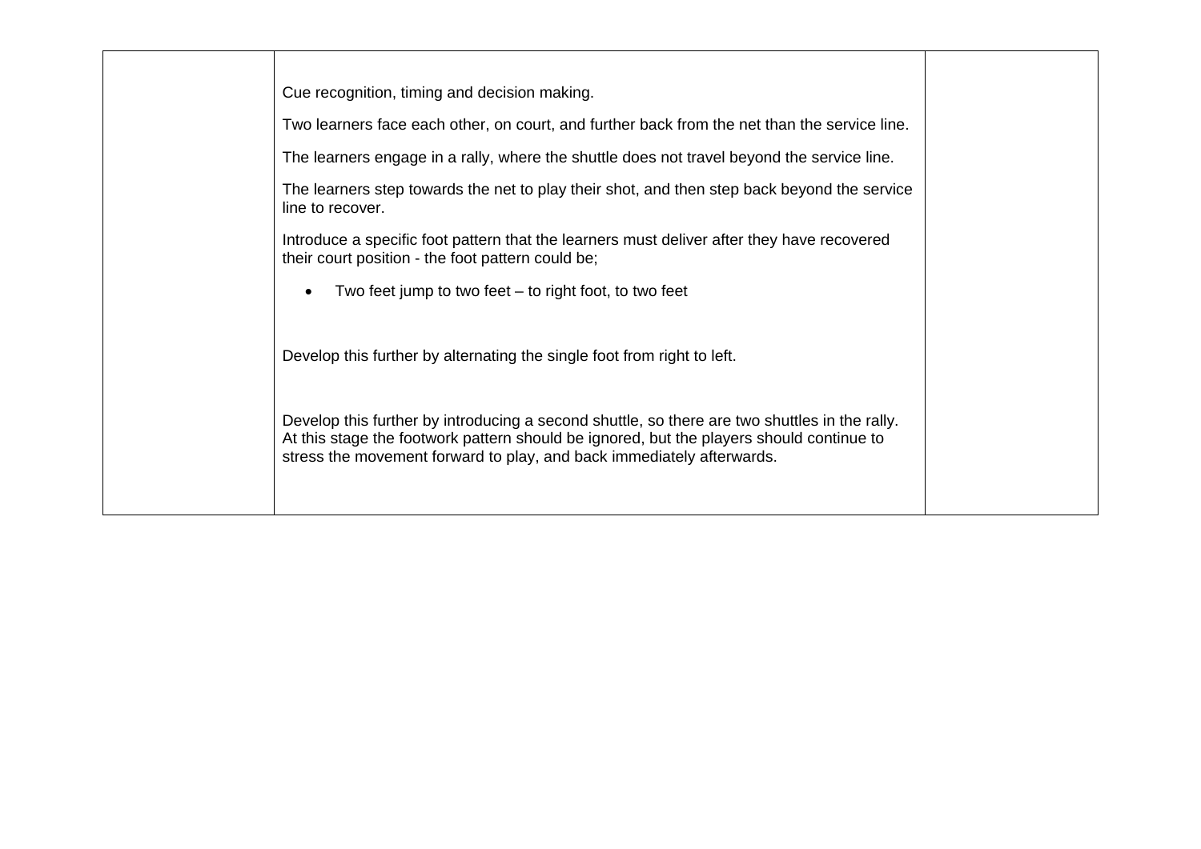| | | |
|---|---|---|
| | Cue recognition, timing and decision making.<br><br>Two learners face each other, on court, and further back from the net than the service line.<br><br>The learners engage in a rally, where the shuttle does not travel beyond the service line.<br><br>The learners step towards the net to play their shot, and then step back beyond the service line to recover.<br><br>Introduce a specific foot pattern that the learners must deliver after they have recovered their court position - the foot pattern could be;<br><br>• Two feet jump to two feet – to right foot, to two feet<br><br>Develop this further by alternating the single foot from right to left.<br><br>Develop this further by introducing a second shuttle, so there are two shuttles in the rally. At this stage the footwork pattern should be ignored, but the players should continue to stress the movement forward to play, and back immediately afterwards. | |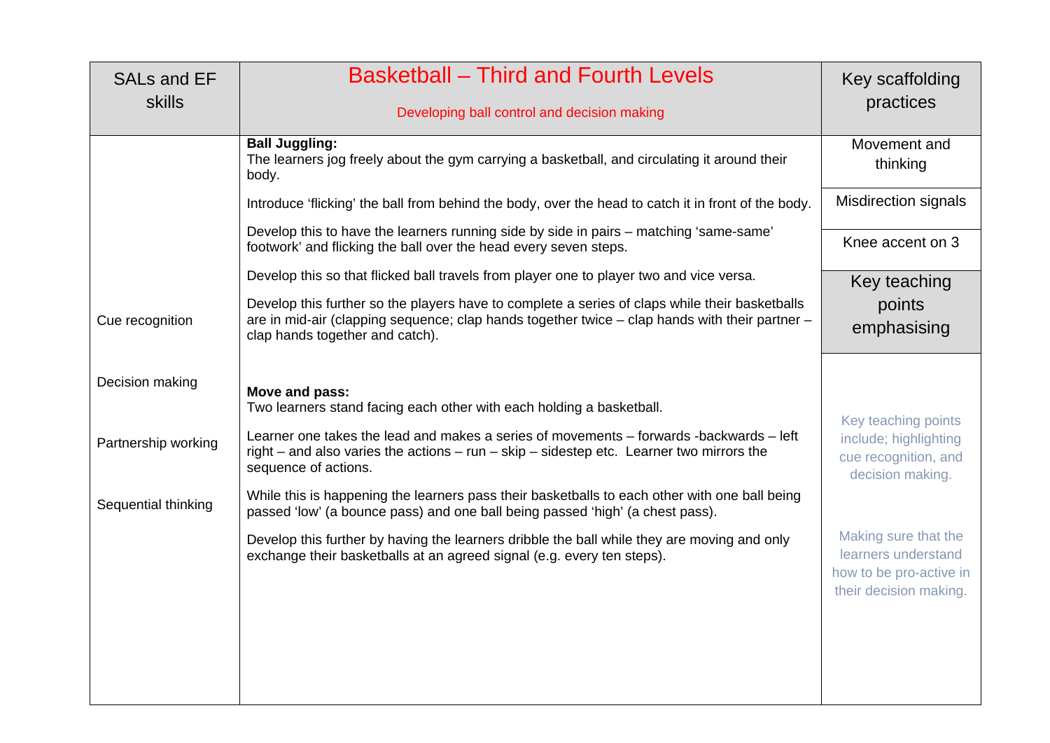| SALs and EF skills | Basketball – Third and Fourth Levels<br><br>Developing ball control and decision making | Key scaffolding practices |
|---|---|---|
| Cue recognition<br><br>Decision making<br><br>Partnership working<br><br>Sequential thinking | **Ball Juggling:**<br>The learners jog freely about the gym carrying a basketball, and circulating it around their body.<br><br>Introduce 'flicking' the ball from behind the body, over the head to catch it in front of the body.<br><br>Develop this to have the learners running side by side in pairs – matching 'same-same' footwork' and flicking the ball over the head every seven steps.<br><br>Develop this so that flicked ball travels from player one to player two and vice versa.<br><br>Develop this further so the players have to complete a series of claps while their basketballs are in mid-air (clapping sequence; clap hands together twice – clap hands with their partner – clap hands together and catch).<br><br>**Move and pass:**<br>Two learners stand facing each other with each holding a basketball.<br><br>Learner one takes the lead and makes a series of movements – forwards -backwards – left right – and also varies the actions – run – skip – sidestep etc. Learner two mirrors the sequence of actions.<br><br>While this is happening the learners pass their basketballs to each other with one ball being passed 'low' (a bounce pass) and one ball being passed 'high' (a chest pass).<br><br>Develop this further by having the learners dribble the ball while they are moving and only exchange their basketballs at an agreed signal (e.g. every ten steps). | Movement and thinking<br><br>Misdirection signals<br><br>Knee accent on 3<br><br>**Key teaching points emphasising**<br><br>Key teaching points include; highlighting cue recognition, and decision making.<br><br>Making sure that the learners understand how to be pro-active in their decision making. |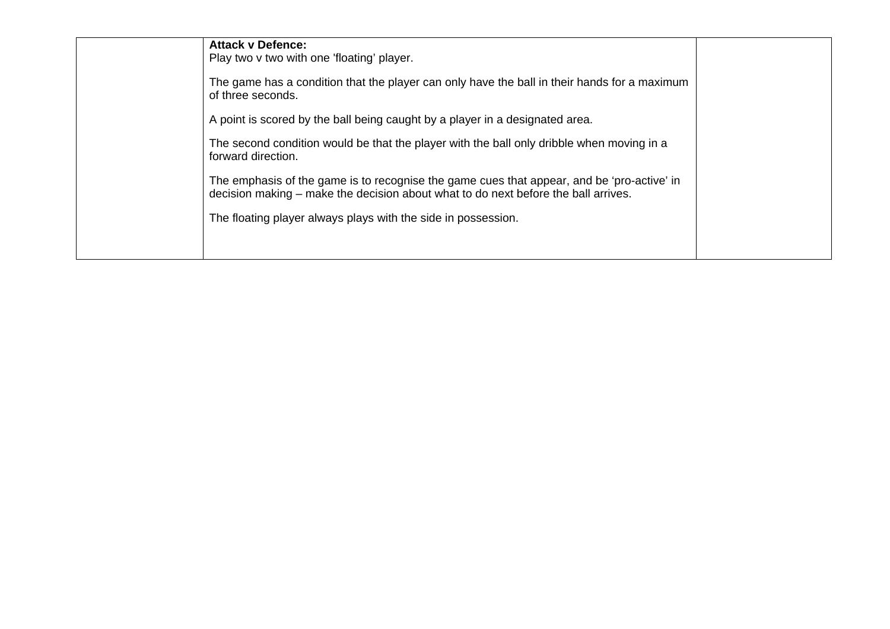|  | **Attack v Defence:**<br>Play two v two with one 'floating' player.<br><br>The game has a condition that the player can only have the ball in their hands for a maximum of three seconds.<br><br>A point is scored by the ball being caught by a player in a designated area.<br><br>The second condition would be that the player with the ball only dribble when moving in a forward direction.<br><br>The emphasis of the game is to recognise the game cues that appear, and be 'pro-active' in decision making – make the decision about what to do next before the ball arrives.<br><br>The floating player always plays with the side in possession. |  |
|---|---|---|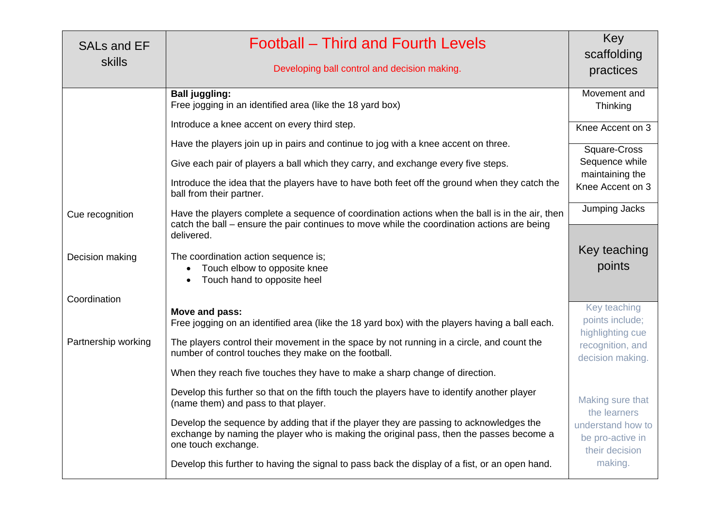| SALs and EF skills | Football – Third and Fourth Levels<br><br>Developing ball control and decision making. | Key scaffolding practices |
|---|---|---|
| Cue recognition<br><br>Decision making<br><br>Coordination<br><br>Partnership working | **Ball juggling:**<br>Free jogging in an identified area (like the 18 yard box)<br><br>Introduce a knee accent on every third step.<br><br>Have the players join up in pairs and continue to jog with a knee accent on three.<br><br>Give each pair of players a ball which they carry, and exchange every five steps.<br><br>Introduce the idea that the players have to have both feet off the ground when they catch the ball from their partner.<br><br>Have the players complete a sequence of coordination actions when the ball is in the air, then catch the ball – ensure the pair continues to move while the coordination actions are being delivered.<br><br>The coordination action sequence is;<br>• Touch elbow to opposite knee<br>• Touch hand to opposite heel<br><br>**Move and pass:**<br>Free jogging on an identified area (like the 18 yard box) with the players having a ball each.<br><br>The players control their movement in the space by not running in a circle, and count the number of control touches they make on the football.<br><br>When they reach five touches they have to make a sharp change of direction.<br><br>Develop this further so that on the fifth touch the players have to identify another player (name them) and pass to that player.<br><br>Develop the sequence by adding that if the player they are passing to acknowledges the exchange by naming the player who is making the original pass, then the passes become a one touch exchange.<br><br>Develop this further to having the signal to pass back the display of a fist, or an open hand. | Movement and Thinking<br><br>Knee Accent on 3<br><br>Square-Cross Sequence while maintaining the Knee Accent on 3<br><br>Jumping Jacks<br><br>**Key teaching points**<br><br>Key teaching points include; highlighting cue recognition, and decision making.<br><br>Making sure that the learners understand how to be pro-active in their decision making. |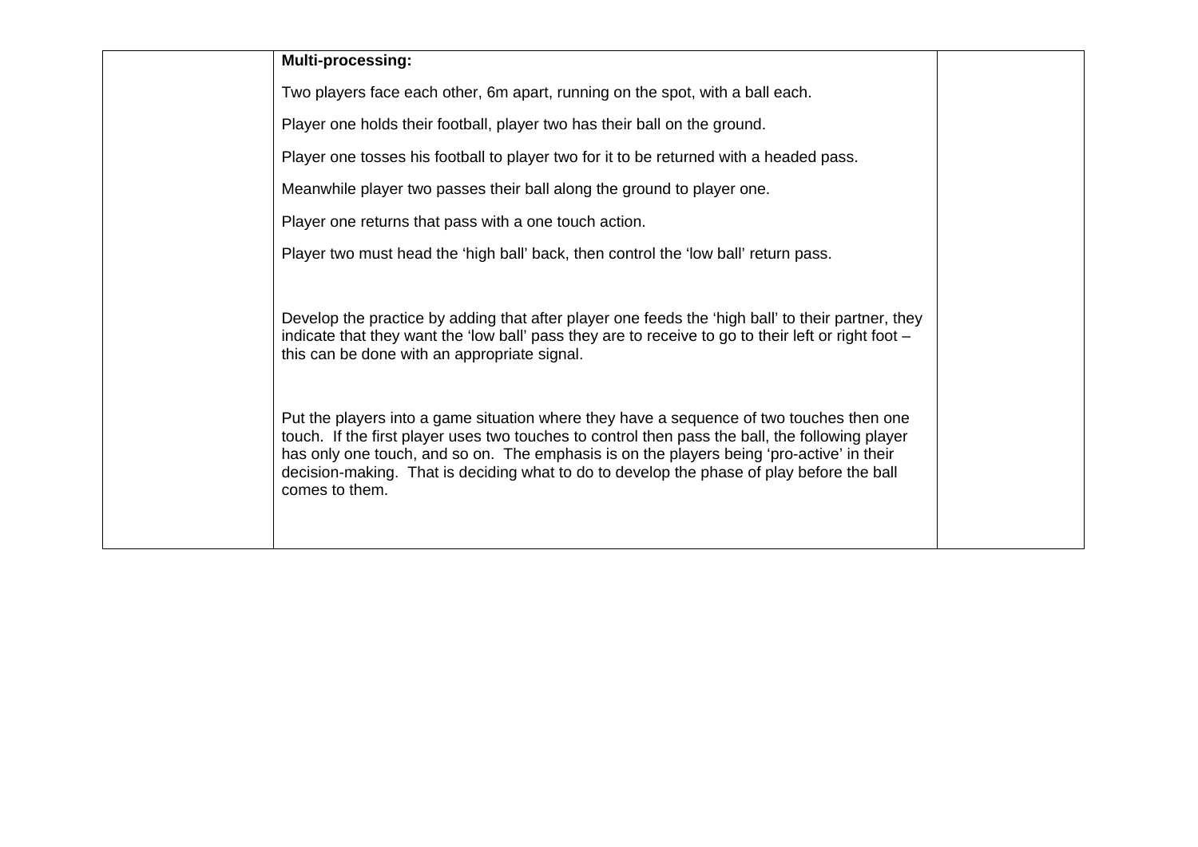|  | **Multi-processing:**<br><br>Two players face each other, 6m apart, running on the spot, with a ball each.<br><br>Player one holds their football, player two has their ball on the ground.<br><br>Player one tosses his football to player two for it to be returned with a headed pass.<br><br>Meanwhile player two passes their ball along the ground to player one.<br><br>Player one returns that pass with a one touch action.<br><br>Player two must head the 'high ball' back, then control the 'low ball' return pass.<br><br>Develop the practice by adding that after player one feeds the 'high ball' to their partner, they indicate that they want the 'low ball' pass they are to receive to go to their left or right foot – this can be done with an appropriate signal.<br><br>Put the players into a game situation where they have a sequence of two touches then one touch. If the first player uses two touches to control then pass the ball, the following player has only one touch, and so on. The emphasis is on the players being 'pro-active' in their decision-making. That is deciding what to do to develop the phase of play before the ball comes to them. |  |
|---|---|---|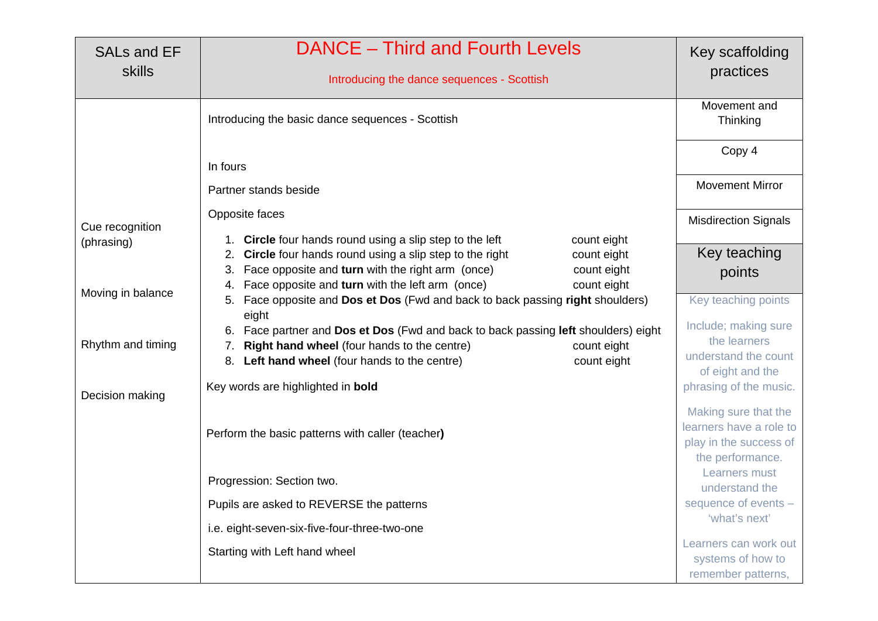| SALs and EF skills | DANCE – Third and Fourth Levels<br>Introducing the dance sequences - Scottish | Key scaffolding practices |
| --- | --- | --- |
| Cue recognition (phrasing)<br><br>Moving in balance<br><br>Rhythm and timing<br><br>Decision making | Introducing the basic dance sequences - Scottish<br><br>In fours<br><br>Partner stands beside<br><br>Opposite faces<br><br>1. **Circle** four hands round using a slip step to the left count eight<br>2. **Circle** four hands round using a slip step to the right count eight<br>3. Face opposite and **turn** with the right arm (once) count eight<br>4. Face opposite and **turn** with the left arm (once) count eight<br>5. Face opposite and **Dos et Dos** (Fwd and back to back passing **right** shoulders) eight<br>6. Face partner and **Dos et Dos** (Fwd and back to back passing **left** shoulders) eight<br>7. **Right hand wheel** (four hands to the centre) count eight<br>8. **Left hand wheel** (four hands to the centre) count eight<br><br>Key words are highlighted in **bold**<br><br>Perform the basic patterns with caller (teacher)<br><br>Progression: Section two.<br><br>Pupils are asked to REVERSE the patterns<br><br>i.e. eight-seven-six-five-four-three-two-one<br><br>Starting with Left hand wheel | Movement and Thinking<br><br>Copy 4<br><br>Movement Mirror<br><br>Misdirection Signals<br><br>**Key teaching points**<br><br>Key teaching points<br><br>Include; making sure the learners understand the count of eight and the phrasing of the music.<br><br>Making sure that the learners have a role to play in the success of the performance. Learners must understand the sequence of events – 'what's next'<br><br>Learners can work out systems of how to remember patterns, |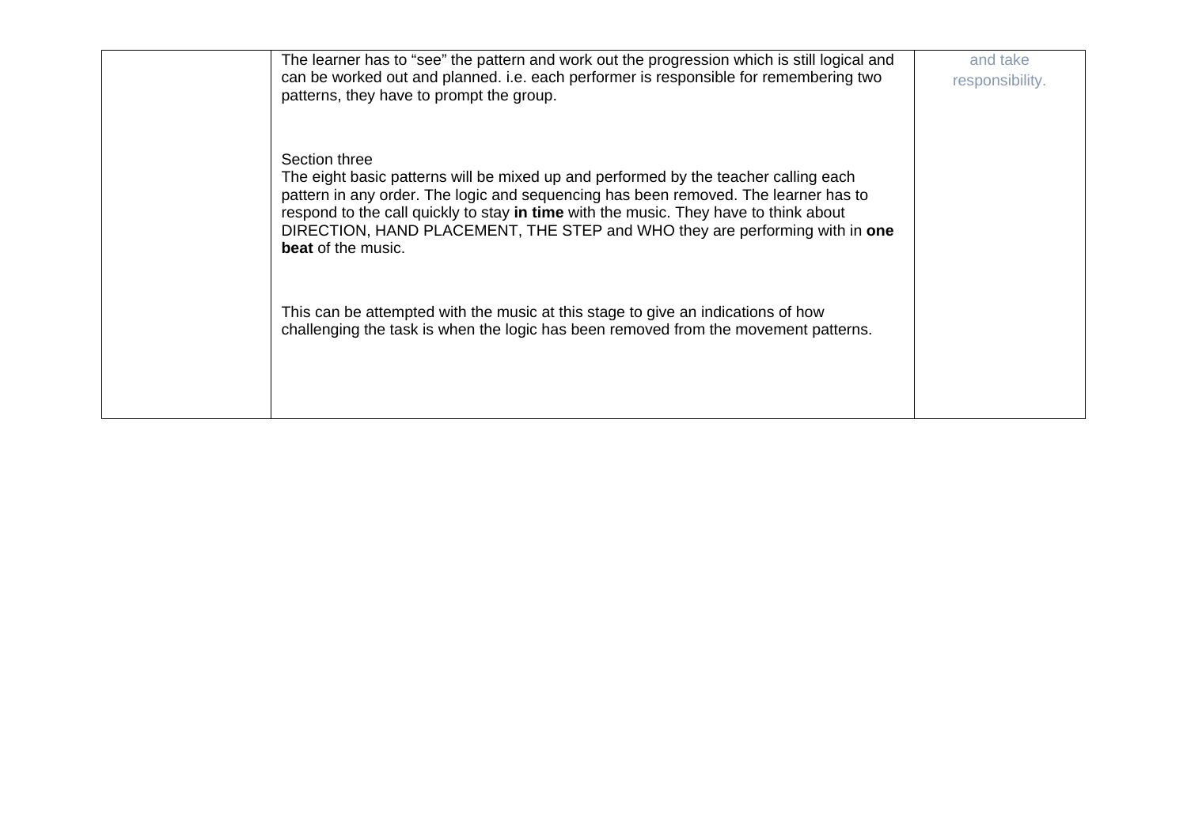| | | |
|---|---|---|
| | The learner has to "see" the pattern and work out the progression which is still logical and can be worked out and planned. i.e. each performer is responsible for remembering two patterns, they have to prompt the group.<br><br>Section three<br>The eight basic patterns will be mixed up and performed by the teacher calling each pattern in any order. The logic and sequencing has been removed. The learner has to respond to the call quickly to stay **in time** with the music. They have to think about DIRECTION, HAND PLACEMENT, THE STEP and WHO they are performing with in **one beat** of the music.<br><br>This can be attempted with the music at this stage to give an indications of how challenging the task is when the logic has been removed from the movement patterns. | and take responsibility. |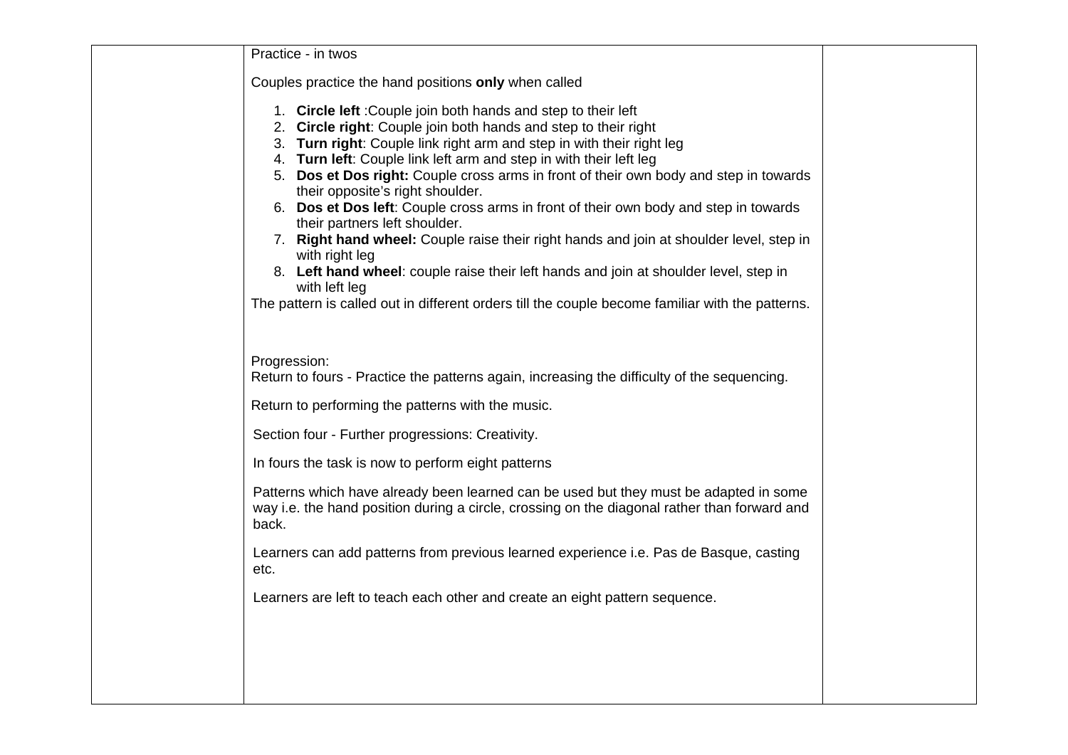| | | |
|---|---|---|
| | Practice - in twos<br><br>Couples practice the hand positions **only** when called<br><br>1. **Circle left** :Couple join both hands and step to their left<br>2. **Circle right**: Couple join both hands and step to their right<br>3. **Turn right**: Couple link right arm and step in with their right leg<br>4. **Turn left**: Couple link left arm and step in with their left leg<br>5. **Dos et Dos right:** Couple cross arms in front of their own body and step in towards their opposite's right shoulder.<br>6. **Dos et Dos left**: Couple cross arms in front of their own body and step in towards their partners left shoulder.<br>7. **Right hand wheel:** Couple raise their right hands and join at shoulder level, step in with right leg<br>8. **Left hand wheel**: couple raise their left hands and join at shoulder level, step in with left leg<br><br>The pattern is called out in different orders till the couple become familiar with the patterns.<br><br>Progression:<br>Return to fours - Practice the patterns again, increasing the difficulty of the sequencing.<br><br>Return to performing the patterns with the music.<br><br>Section four - Further progressions: Creativity.<br><br>In fours the task is now to perform eight patterns<br><br>Patterns which have already been learned can be used but they must be adapted in some way i.e. the hand position during a circle, crossing on the diagonal rather than forward and back.<br><br>Learners can add patterns from previous learned experience i.e. Pas de Basque, casting etc.<br><br>Learners are left to teach each other and create an eight pattern sequence. | |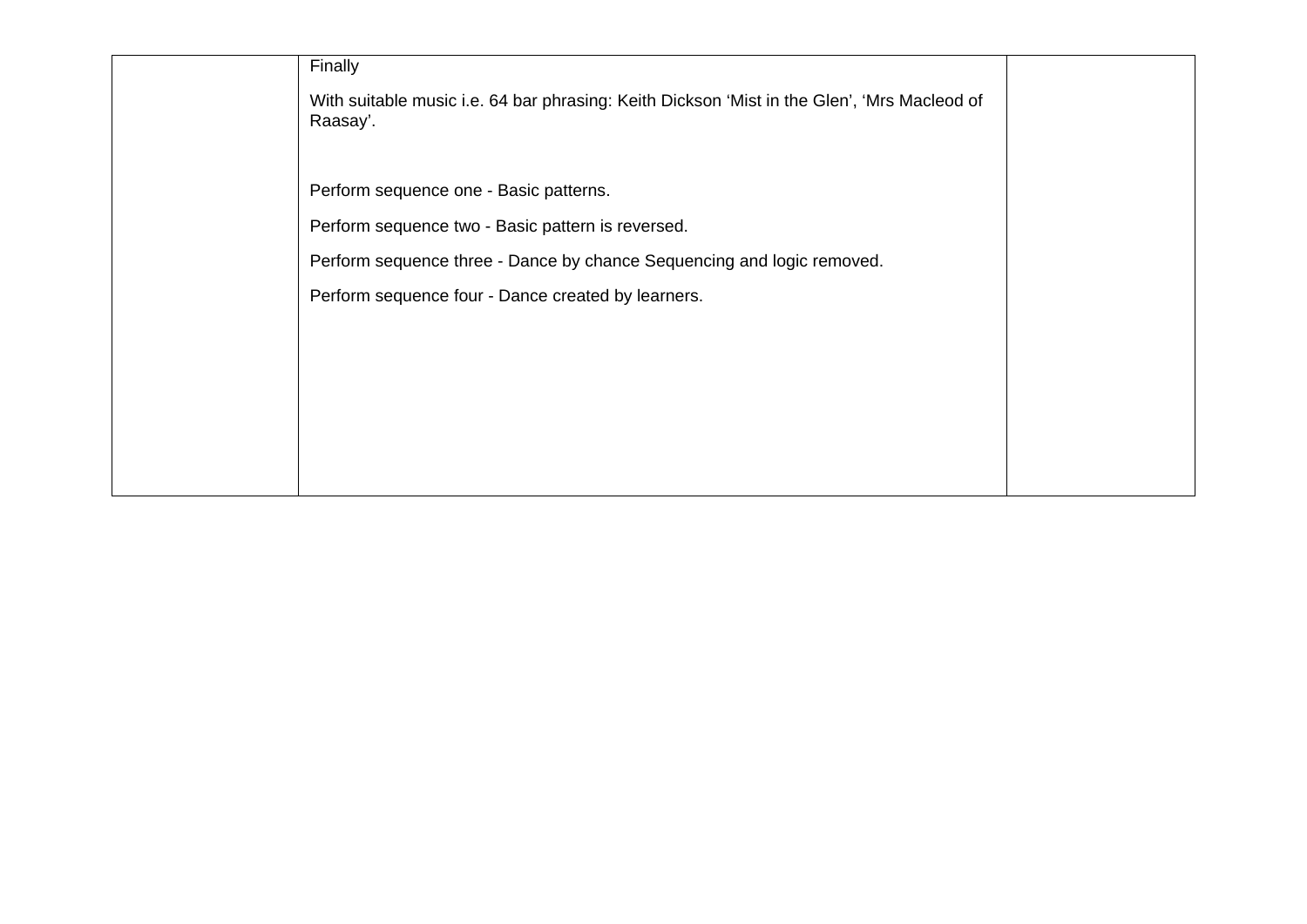| | | |
|---|---|---|
| | Finally<br><br>With suitable music i.e. 64 bar phrasing: Keith Dickson ‘Mist in the Glen’, ‘Mrs Macleod of Raasay’.<br><br>Perform sequence one - Basic patterns.<br><br>Perform sequence two - Basic pattern is reversed.<br><br>Perform sequence three - Dance by chance Sequencing and logic removed.<br><br>Perform sequence four - Dance created by learners. | |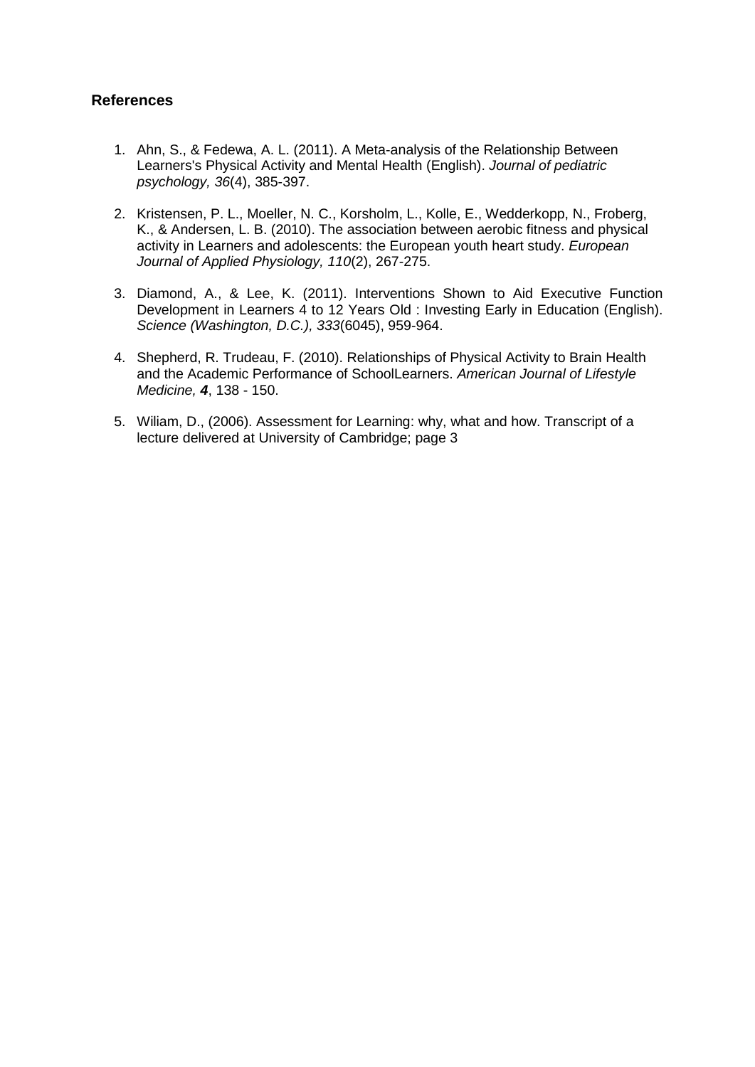## References

1. Ahn, S., & Fedewa, A. L. (2011). A Meta-analysis of the Relationship Between Learners's Physical Activity and Mental Health (English). *Journal of pediatric psychology, 36*(4), 385-397.

2. Kristensen, P. L., Moeller, N. C., Korsholm, L., Kolle, E., Wedderkopp, N., Froberg, K., & Andersen, L. B. (2010). The association between aerobic fitness and physical activity in Learners and adolescents: the European youth heart study. *European Journal of Applied Physiology, 110*(2), 267-275.

3. Diamond, A., & Lee, K. (2011). Interventions Shown to Aid Executive Function Development in Learners 4 to 12 Years Old : Investing Early in Education (English). *Science (Washington, D.C.), 333*(6045), 959-964.

4. Shepherd, R. Trudeau, F. (2010). Relationships of Physical Activity to Brain Health and the Academic Performance of SchoolLearners. *American Journal of Lifestyle Medicine, **4***, 138 - 150.

5. Wiliam, D., (2006). Assessment for Learning: why, what and how. Transcript of a lecture delivered at University of Cambridge; page 3